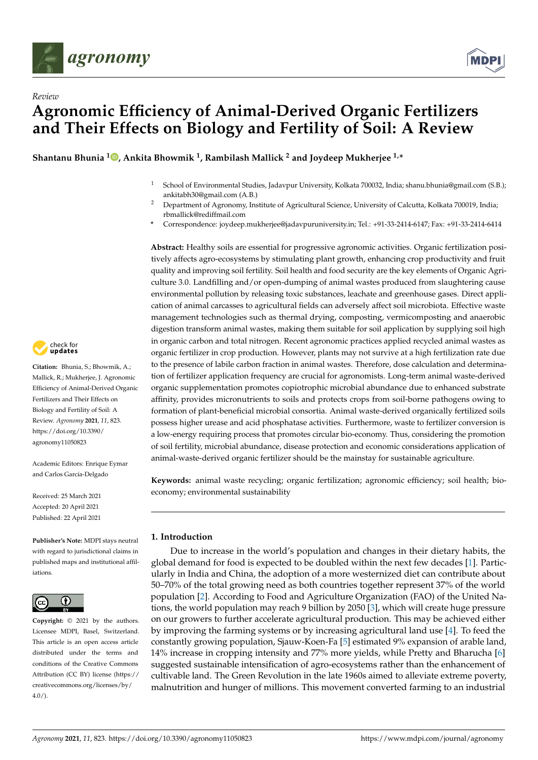*Review*

# Agronomic Efficiency of Animal-Derived Organic Fertilizers and Their Effects on Biology and Fertility of Soil: A Review

**Shantanu Bhunia [1], Ankita Bhowmik [1], Rambilash Mallick [2] and Joydeep Mukherjee [1,*]**

[1] School of Environmental Studies, Jadavpur University, Kolkata 700032, India; shanu.bhunia@gmail.com (S.B.); ankitabh30@gmail.com (A.B.)

[2] Department of Agronomy, Institute of Agricultural Science, University of Calcutta, Kolkata 700019, India; rbmallick@rediffmail.com

\* Correspondence: joydeep.mukherjee@jadavpuruniversity.in; Tel.: +91-33-2414-6147; Fax: +91-33-2414-6414

**Citation:** Bhunia, S.; Bhowmik, A.; Mallick, R.; Mukherjee, J. Agronomic Efficiency of Animal-Derived Organic Fertilizers and Their Effects on Biology and Fertility of Soil: A Review. *Agronomy* **2021**, *11*, 823. https://doi.org/10.3390/agronomy11050823

Academic Editors: Enrique Eymar and Carlos García-Delgado

Received: 25 March 2021
Accepted: 20 April 2021
Published: 22 April 2021

**Publisher's Note:** MDPI stays neutral with regard to jurisdictional claims in published maps and institutional affiliations.

**Copyright:** © 2021 by the authors. Licensee MDPI, Basel, Switzerland. This article is an open access article distributed under the terms and conditions of the Creative Commons Attribution (CC BY) license (https://creativecommons.org/licenses/by/4.0/).

**Abstract:** Healthy soils are essential for progressive agronomic activities. Organic fertilization positively affects agro-ecosystems by stimulating plant growth, enhancing crop productivity and fruit quality and improving soil fertility. Soil health and food security are the key elements of Organic Agriculture 3.0. Landfilling and/or open-dumping of animal wastes produced from slaughtering cause environmental pollution by releasing toxic substances, leachate and greenhouse gases. Direct application of animal carcasses to agricultural fields can adversely affect soil microbiota. Effective waste management technologies such as thermal drying, composting, vermicomposting and anaerobic digestion transform animal wastes, making them suitable for soil application by supplying soil high in organic carbon and total nitrogen. Recent agronomic practices applied recycled animal wastes as organic fertilizer in crop production. However, plants may not survive at a high fertilization rate due to the presence of labile carbon fraction in animal wastes. Therefore, dose calculation and determination of fertilizer application frequency are crucial for agronomists. Long-term animal waste-derived organic supplementation promotes copiotrophic microbial abundance due to enhanced substrate affinity, provides micronutrients to soils and protects crops from soil-borne pathogens owing to formation of plant-beneficial microbial consortia. Animal waste-derived organically fertilized soils possess higher urease and acid phosphatase activities. Furthermore, waste to fertilizer conversion is a low-energy requiring process that promotes circular bio-economy. Thus, considering the promotion of soil fertility, microbial abundance, disease protection and economic considerations application of animal-waste-derived organic fertilizer should be the mainstay for sustainable agriculture.

**Keywords:** animal waste recycling; organic fertilization; agronomic efficiency; soil health; bio-economy; environmental sustainability

## 1. Introduction

Due to increase in the world's population and changes in their dietary habits, the global demand for food is expected to be doubled within the next few decades [1]. Particularly in India and China, the adoption of a more westernized diet can contribute about 50–70% of the total growing need as both countries together represent 37% of the world population [2]. According to Food and Agriculture Organization (FAO) of the United Nations, the world population may reach 9 billion by 2050 [3], which will create huge pressure on our growers to further accelerate agricultural production. This may be achieved either by improving the farming systems or by increasing agricultural land use [4]. To feed the constantly growing population, Sjauw-Koen-Fa [5] estimated 9% expansion of arable land, 14% increase in cropping intensity and 77% more yields, while Pretty and Bharucha [6] suggested sustainable intensification of agro-ecosystems rather than the enhancement of cultivable land. The Green Revolution in the late 1960s aimed to alleviate extreme poverty, malnutrition and hunger of millions. This movement converted farming to an industrial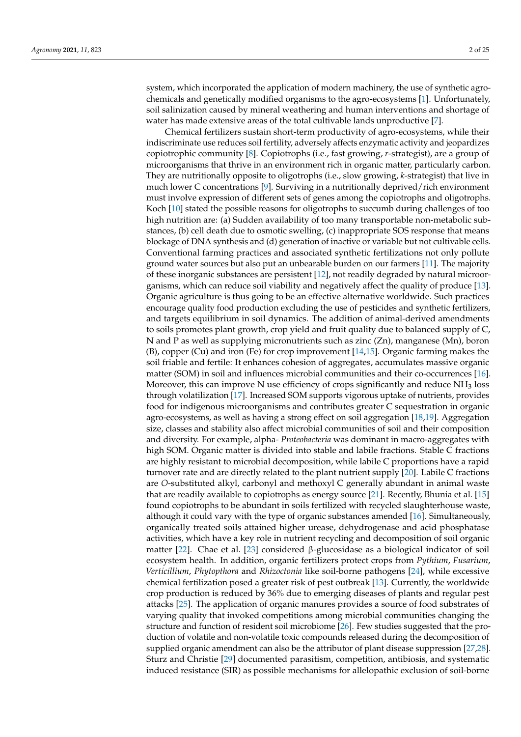system, which incorporated the application of modern machinery, the use of synthetic agrochemicals and genetically modified organisms to the agro-ecosystems [1]. Unfortunately, soil salinization caused by mineral weathering and human interventions and shortage of water has made extensive areas of the total cultivable lands unproductive [7].

Chemical fertilizers sustain short-term productivity of agro-ecosystems, while their indiscriminate use reduces soil fertility, adversely affects enzymatic activity and jeopardizes copiotrophic community [8]. Copiotrophs (i.e., fast growing, *r*-strategist), are a group of microorganisms that thrive in an environment rich in organic matter, particularly carbon. They are nutritionally opposite to oligotrophs (i.e., slow growing, *k*-strategist) that live in much lower C concentrations [9]. Surviving in a nutritionally deprived/rich environment must involve expression of different sets of genes among the copiotrophs and oligotrophs. Koch [10] stated the possible reasons for oligotrophs to succumb during challenges of too high nutrition are: (a) Sudden availability of too many transportable non-metabolic substances, (b) cell death due to osmotic swelling, (c) inappropriate SOS response that means blockage of DNA synthesis and (d) generation of inactive or variable but not cultivable cells. Conventional farming practices and associated synthetic fertilizations not only pollute ground water sources but also put an unbearable burden on our farmers [11]. The majority of these inorganic substances are persistent [12], not readily degraded by natural microorganisms, which can reduce soil viability and negatively affect the quality of produce [13]. Organic agriculture is thus going to be an effective alternative worldwide. Such practices encourage quality food production excluding the use of pesticides and synthetic fertilizers, and targets equilibrium in soil dynamics. The addition of animal-derived amendments to soils promotes plant growth, crop yield and fruit quality due to balanced supply of C, N and P as well as supplying micronutrients such as zinc (Zn), manganese (Mn), boron (B), copper (Cu) and iron (Fe) for crop improvement [14,15]. Organic farming makes the soil friable and fertile: It enhances cohesion of aggregates, accumulates massive organic matter (SOM) in soil and influences microbial communities and their co-occurrences [16]. Moreover, this can improve N use efficiency of crops significantly and reduce $NH_3$ loss through volatilization [17]. Increased SOM supports vigorous uptake of nutrients, provides food for indigenous microorganisms and contributes greater C sequestration in organic agro-ecosystems, as well as having a strong effect on soil aggregation [18,19]. Aggregation size, classes and stability also affect microbial communities of soil and their composition and diversity. For example, alpha- *Proteobacteria* was dominant in macro-aggregates with high SOM. Organic matter is divided into stable and labile fractions. Stable C fractions are highly resistant to microbial decomposition, while labile C proportions have a rapid turnover rate and are directly related to the plant nutrient supply [20]. Labile C fractions are *O*-substituted alkyl, carbonyl and methoxyl C generally abundant in animal waste that are readily available to copiotrophs as energy source [21]. Recently, Bhunia et al. [15] found copiotrophs to be abundant in soils fertilized with recycled slaughterhouse waste, although it could vary with the type of organic substances amended [16]. Simultaneously, organically treated soils attained higher urease, dehydrogenase and acid phosphatase activities, which have a key role in nutrient recycling and decomposition of soil organic matter [22]. Chae et al. [23] considered β-glucosidase as a biological indicator of soil ecosystem health. In addition, organic fertilizers protect crops from *Pythium*, *Fusarium*, *Verticillium*, *Phytopthora* and *Rhizoctonia* like soil-borne pathogens [24], while excessive chemical fertilization posed a greater risk of pest outbreak [13]. Currently, the worldwide crop production is reduced by 36% due to emerging diseases of plants and regular pest attacks [25]. The application of organic manures provides a source of food substrates of varying quality that invoked competitions among microbial communities changing the structure and function of resident soil microbiome [26]. Few studies suggested that the production of volatile and non-volatile toxic compounds released during the decomposition of supplied organic amendment can also be the attributor of plant disease suppression [27,28]. Sturz and Christie [29] documented parasitism, competition, antibiosis, and systematic induced resistance (SIR) as possible mechanisms for allelopathic exclusion of soil-borne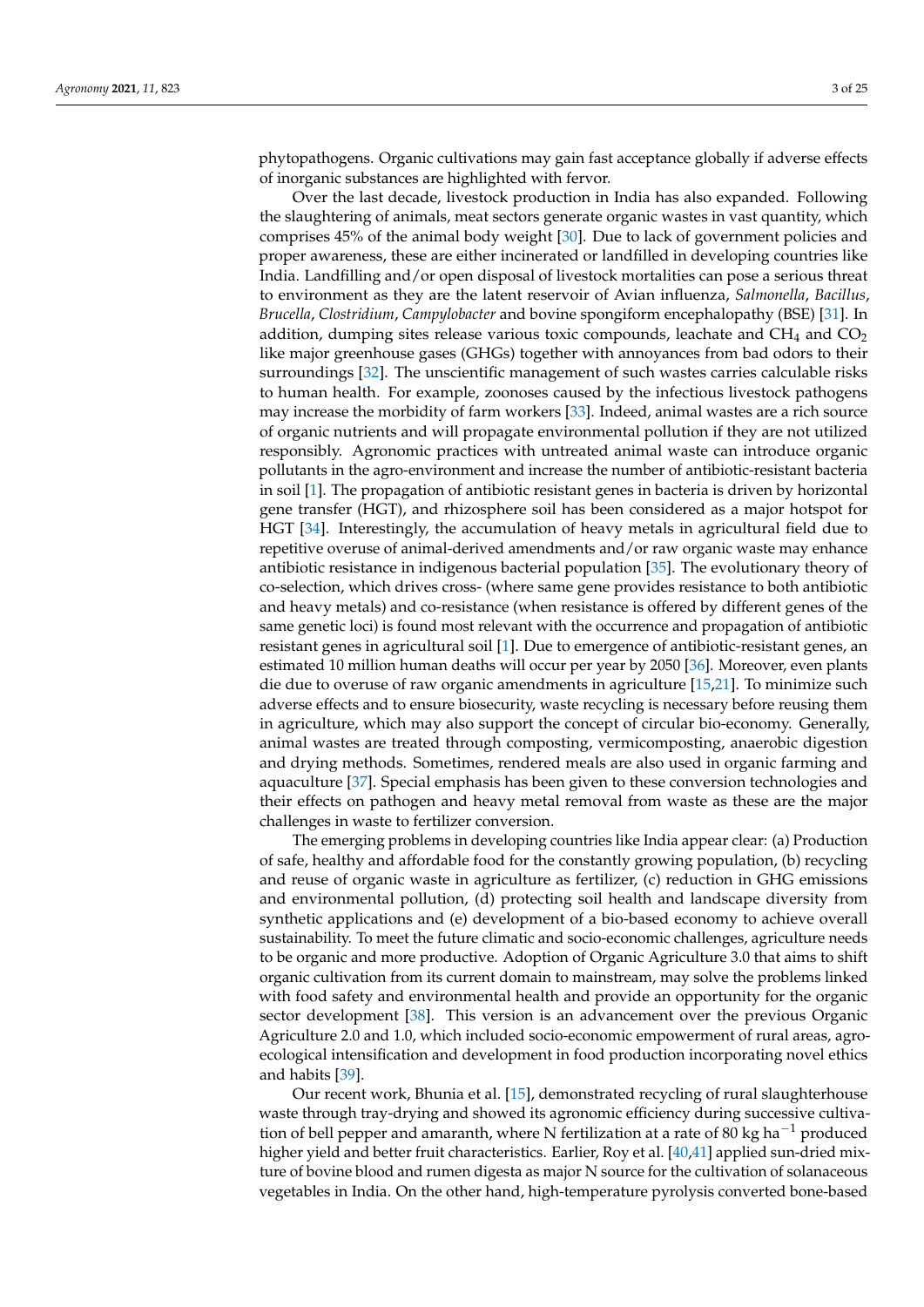phytopathogens. Organic cultivations may gain fast acceptance globally if adverse effects of inorganic substances are highlighted with fervor.

Over the last decade, livestock production in India has also expanded. Following the slaughtering of animals, meat sectors generate organic wastes in vast quantity, which comprises 45% of the animal body weight [30]. Due to lack of government policies and proper awareness, these are either incinerated or landfilled in developing countries like India. Landfilling and/or open disposal of livestock mortalities can pose a serious threat to environment as they are the latent reservoir of Avian influenza, *Salmonella*, *Bacillus*, *Brucella*, *Clostridium*, *Campylobacter* and bovine spongiform encephalopathy (BSE) [31]. In addition, dumping sites release various toxic compounds, leachate and $CH_4$ and $CO_2$ like major greenhouse gases (GHGs) together with annoyances from bad odors to their surroundings [32]. The unscientific management of such wastes carries calculable risks to human health. For example, zoonoses caused by the infectious livestock pathogens may increase the morbidity of farm workers [33]. Indeed, animal wastes are a rich source of organic nutrients and will propagate environmental pollution if they are not utilized responsibly. Agronomic practices with untreated animal waste can introduce organic pollutants in the agro-environment and increase the number of antibiotic-resistant bacteria in soil [1]. The propagation of antibiotic resistant genes in bacteria is driven by horizontal gene transfer (HGT), and rhizosphere soil has been considered as a major hotspot for HGT [34]. Interestingly, the accumulation of heavy metals in agricultural field due to repetitive overuse of animal-derived amendments and/or raw organic waste may enhance antibiotic resistance in indigenous bacterial population [35]. The evolutionary theory of co-selection, which drives cross- (where same gene provides resistance to both antibiotic and heavy metals) and co-resistance (when resistance is offered by different genes of the same genetic loci) is found most relevant with the occurrence and propagation of antibiotic resistant genes in agricultural soil [1]. Due to emergence of antibiotic-resistant genes, an estimated 10 million human deaths will occur per year by 2050 [36]. Moreover, even plants die due to overuse of raw organic amendments in agriculture [15,21]. To minimize such adverse effects and to ensure biosecurity, waste recycling is necessary before reusing them in agriculture, which may also support the concept of circular bio-economy. Generally, animal wastes are treated through composting, vermicomposting, anaerobic digestion and drying methods. Sometimes, rendered meals are also used in organic farming and aquaculture [37]. Special emphasis has been given to these conversion technologies and their effects on pathogen and heavy metal removal from waste as these are the major challenges in waste to fertilizer conversion.

The emerging problems in developing countries like India appear clear: (a) Production of safe, healthy and affordable food for the constantly growing population, (b) recycling and reuse of organic waste in agriculture as fertilizer, (c) reduction in GHG emissions and environmental pollution, (d) protecting soil health and landscape diversity from synthetic applications and (e) development of a bio-based economy to achieve overall sustainability. To meet the future climatic and socio-economic challenges, agriculture needs to be organic and more productive. Adoption of Organic Agriculture 3.0 that aims to shift organic cultivation from its current domain to mainstream, may solve the problems linked with food safety and environmental health and provide an opportunity for the organic sector development [38]. This version is an advancement over the previous Organic Agriculture 2.0 and 1.0, which included socio-economic empowerment of rural areas, agro-ecological intensification and development in food production incorporating novel ethics and habits [39].

Our recent work, Bhunia et al. [15], demonstrated recycling of rural slaughterhouse waste through tray-drying and showed its agronomic efficiency during successive cultivation of bell pepper and amaranth, where N fertilization at a rate of 80 kg ha$^{-1}$ produced higher yield and better fruit characteristics. Earlier, Roy et al. [40,41] applied sun-dried mixture of bovine blood and rumen digesta as major N source for the cultivation of solanaceous vegetables in India. On the other hand, high-temperature pyrolysis converted bone-based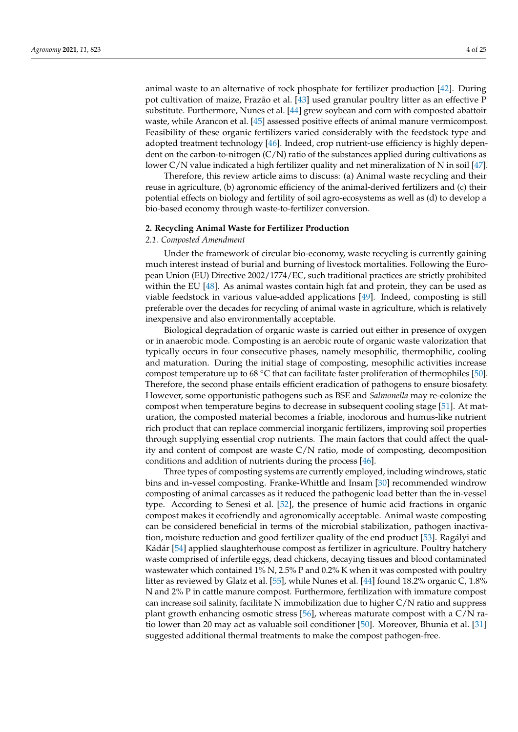animal waste to an alternative of rock phosphate for fertilizer production [42]. During pot cultivation of maize, Frazão et al. [43] used granular poultry litter as an effective P substitute. Furthermore, Nunes et al. [44] grew soybean and corn with composted abattoir waste, while Arancon et al. [45] assessed positive effects of animal manure vermicompost. Feasibility of these organic fertilizers varied considerably with the feedstock type and adopted treatment technology [46]. Indeed, crop nutrient-use efficiency is highly dependent on the carbon-to-nitrogen (C/N) ratio of the substances applied during cultivations as lower C/N value indicated a high fertilizer quality and net mineralization of N in soil [47].

Therefore, this review article aims to discuss: (a) Animal waste recycling and their reuse in agriculture, (b) agronomic efficiency of the animal-derived fertilizers and (c) their potential effects on biology and fertility of soil agro-ecosystems as well as (d) to develop a bio-based economy through waste-to-fertilizer conversion.

## 2. Recycling Animal Waste for Fertilizer Production

### 2.1. Composted Amendment

Under the framework of circular bio-economy, waste recycling is currently gaining much interest instead of burial and burning of livestock mortalities. Following the European Union (EU) Directive 2002/1774/EC, such traditional practices are strictly prohibited within the EU [48]. As animal wastes contain high fat and protein, they can be used as viable feedstock in various value-added applications [49]. Indeed, composting is still preferable over the decades for recycling of animal waste in agriculture, which is relatively inexpensive and also environmentally acceptable.

Biological degradation of organic waste is carried out either in presence of oxygen or in anaerobic mode. Composting is an aerobic route of organic waste valorization that typically occurs in four consecutive phases, namely mesophilic, thermophilic, cooling and maturation. During the initial stage of composting, mesophilic activities increase compost temperature up to 68 °C that can facilitate faster proliferation of thermophiles [50]. Therefore, the second phase entails efficient eradication of pathogens to ensure biosafety. However, some opportunistic pathogens such as BSE and *Salmonella* may re-colonize the compost when temperature begins to decrease in subsequent cooling stage [51]. At maturation, the composted material becomes a friable, inodorous and humus-like nutrient rich product that can replace commercial inorganic fertilizers, improving soil properties through supplying essential crop nutrients. The main factors that could affect the quality and content of compost are waste C/N ratio, mode of composting, decomposition conditions and addition of nutrients during the process [46].

Three types of composting systems are currently employed, including windrows, static bins and in-vessel composting. Franke-Whittle and Insam [30] recommended windrow composting of animal carcasses as it reduced the pathogenic load better than the in-vessel type. According to Senesi et al. [52], the presence of humic acid fractions in organic compost makes it ecofriendly and agronomically acceptable. Animal waste composting can be considered beneficial in terms of the microbial stabilization, pathogen inactivation, moisture reduction and good fertilizer quality of the end product [53]. Ragályi and Kádár [54] applied slaughterhouse compost as fertilizer in agriculture. Poultry hatchery waste comprised of infertile eggs, dead chickens, decaying tissues and blood contaminated wastewater which contained 1% N, 2.5% P and 0.2% K when it was composted with poultry litter as reviewed by Glatz et al. [55], while Nunes et al. [44] found 18.2% organic C, 1.8% N and 2% P in cattle manure compost. Furthermore, fertilization with immature compost can increase soil salinity, facilitate N immobilization due to higher C/N ratio and suppress plant growth enhancing osmotic stress [56], whereas maturate compost with a C/N ratio lower than 20 may act as valuable soil conditioner [50]. Moreover, Bhunia et al. [31] suggested additional thermal treatments to make the compost pathogen-free.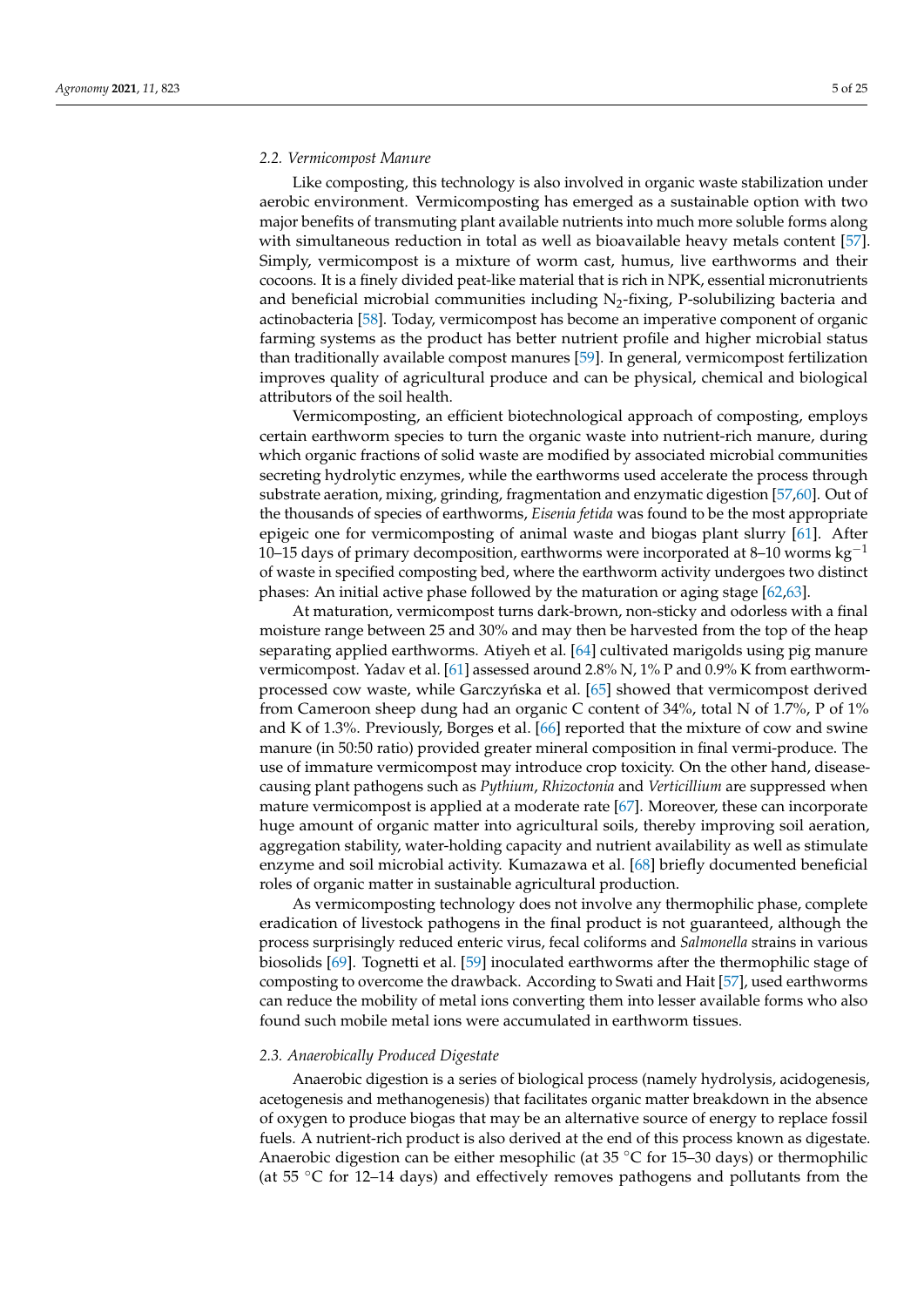### 2.2. Vermicompost Manure

Like composting, this technology is also involved in organic waste stabilization under aerobic environment. Vermicomposting has emerged as a sustainable option with two major benefits of transmuting plant available nutrients into much more soluble forms along with simultaneous reduction in total as well as bioavailable heavy metals content [57]. Simply, vermicompost is a mixture of worm cast, humus, live earthworms and their cocoons. It is a finely divided peat-like material that is rich in NPK, essential micronutrients and beneficial microbial communities including $N_2$-fixing, P-solubilizing bacteria and actinobacteria [58]. Today, vermicompost has become an imperative component of organic farming systems as the product has better nutrient profile and higher microbial status than traditionally available compost manures [59]. In general, vermicompost fertilization improves quality of agricultural produce and can be physical, chemical and biological attributors of the soil health.

Vermicomposting, an efficient biotechnological approach of composting, employs certain earthworm species to turn the organic waste into nutrient-rich manure, during which organic fractions of solid waste are modified by associated microbial communities secreting hydrolytic enzymes, while the earthworms used accelerate the process through substrate aeration, mixing, grinding, fragmentation and enzymatic digestion [57,60]. Out of the thousands of species of earthworms, *Eisenia fetida* was found to be the most appropriate epigeic one for vermicomposting of animal waste and biogas plant slurry [61]. After 10–15 days of primary decomposition, earthworms were incorporated at 8–10 worms $kg^{-1}$ of waste in specified composting bed, where the earthworm activity undergoes two distinct phases: An initial active phase followed by the maturation or aging stage [62,63].

At maturation, vermicompost turns dark-brown, non-sticky and odorless with a final moisture range between 25 and 30% and may then be harvested from the top of the heap separating applied earthworms. Atiyeh et al. [64] cultivated marigolds using pig manure vermicompost. Yadav et al. [61] assessed around 2.8% N, 1% P and 0.9% K from earthworm-processed cow waste, while Garczyńska et al. [65] showed that vermicompost derived from Cameroon sheep dung had an organic C content of 34%, total N of 1.7%, P of 1% and K of 1.3%. Previously, Borges et al. [66] reported that the mixture of cow and swine manure (in 50:50 ratio) provided greater mineral composition in final vermi-produce. The use of immature vermicompost may introduce crop toxicity. On the other hand, disease-causing plant pathogens such as *Pythium*, *Rhizoctonia* and *Verticillium* are suppressed when mature vermicompost is applied at a moderate rate [67]. Moreover, these can incorporate huge amount of organic matter into agricultural soils, thereby improving soil aeration, aggregation stability, water-holding capacity and nutrient availability as well as stimulate enzyme and soil microbial activity. Kumazawa et al. [68] briefly documented beneficial roles of organic matter in sustainable agricultural production.

As vermicomposting technology does not involve any thermophilic phase, complete eradication of livestock pathogens in the final product is not guaranteed, although the process surprisingly reduced enteric virus, fecal coliforms and *Salmonella* strains in various biosolids [69]. Tognetti et al. [59] inoculated earthworms after the thermophilic stage of composting to overcome the drawback. According to Swati and Hait [57], used earthworms can reduce the mobility of metal ions converting them into lesser available forms who also found such mobile metal ions were accumulated in earthworm tissues.

### 2.3. Anaerobically Produced Digestate

Anaerobic digestion is a series of biological process (namely hydrolysis, acidogenesis, acetogenesis and methanogenesis) that facilitates organic matter breakdown in the absence of oxygen to produce biogas that may be an alternative source of energy to replace fossil fuels. A nutrient-rich product is also derived at the end of this process known as digestate. Anaerobic digestion can be either mesophilic (at 35 °C for 15–30 days) or thermophilic (at 55 °C for 12–14 days) and effectively removes pathogens and pollutants from the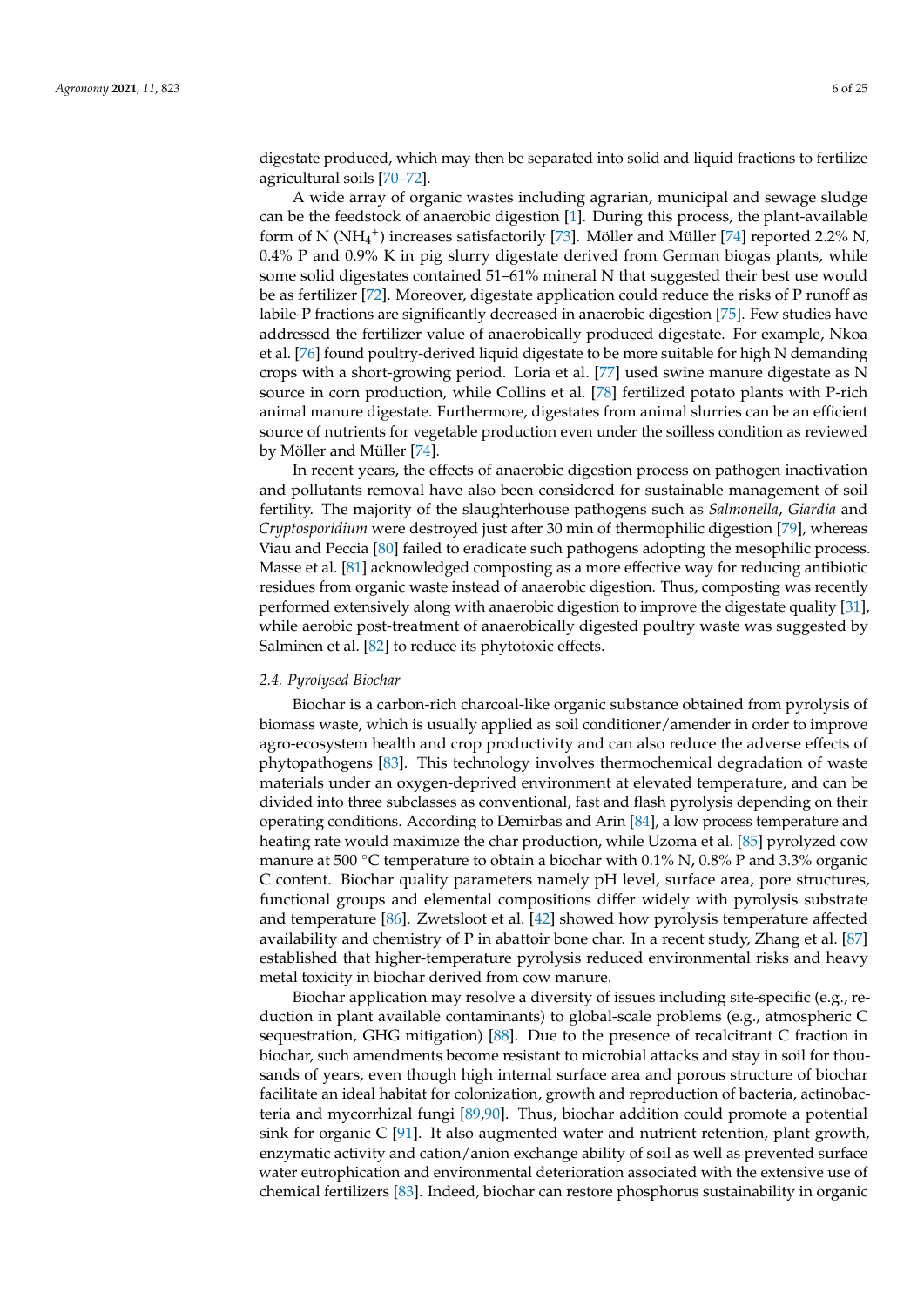digestate produced, which may then be separated into solid and liquid fractions to fertilize agricultural soils [70–72].

A wide array of organic wastes including agrarian, municipal and sewage sludge can be the feedstock of anaerobic digestion [1]. During this process, the plant-available form of N ($NH_4^+$) increases satisfactorily [73]. Möller and Müller [74] reported 2.2% N, 0.4% P and 0.9% K in pig slurry digestate derived from German biogas plants, while some solid digestates contained 51–61% mineral N that suggested their best use would be as fertilizer [72]. Moreover, digestate application could reduce the risks of P runoff as labile-P fractions are significantly decreased in anaerobic digestion [75]. Few studies have addressed the fertilizer value of anaerobically produced digestate. For example, Nkoa et al. [76] found poultry-derived liquid digestate to be more suitable for high N demanding crops with a short-growing period. Loria et al. [77] used swine manure digestate as N source in corn production, while Collins et al. [78] fertilized potato plants with P-rich animal manure digestate. Furthermore, digestates from animal slurries can be an efficient source of nutrients for vegetable production even under the soilless condition as reviewed by Möller and Müller [74].

In recent years, the effects of anaerobic digestion process on pathogen inactivation and pollutants removal have also been considered for sustainable management of soil fertility. The majority of the slaughterhouse pathogens such as *Salmonella*, *Giardia* and *Cryptosporidium* were destroyed just after 30 min of thermophilic digestion [79], whereas Viau and Peccia [80] failed to eradicate such pathogens adopting the mesophilic process. Masse et al. [81] acknowledged composting as a more effective way for reducing antibiotic residues from organic waste instead of anaerobic digestion. Thus, composting was recently performed extensively along with anaerobic digestion to improve the digestate quality [31], while aerobic post-treatment of anaerobically digested poultry waste was suggested by Salminen et al. [82] to reduce its phytotoxic effects.

### 2.4. Pyrolysed Biochar

Biochar is a carbon-rich charcoal-like organic substance obtained from pyrolysis of biomass waste, which is usually applied as soil conditioner/amender in order to improve agro-ecosystem health and crop productivity and can also reduce the adverse effects of phytopathogens [83]. This technology involves thermochemical degradation of waste materials under an oxygen-deprived environment at elevated temperature, and can be divided into three subclasses as conventional, fast and flash pyrolysis depending on their operating conditions. According to Demirbas and Arin [84], a low process temperature and heating rate would maximize the char production, while Uzoma et al. [85] pyrolyzed cow manure at 500 °C temperature to obtain a biochar with 0.1% N, 0.8% P and 3.3% organic C content. Biochar quality parameters namely pH level, surface area, pore structures, functional groups and elemental compositions differ widely with pyrolysis substrate and temperature [86]. Zwetsloot et al. [42] showed how pyrolysis temperature affected availability and chemistry of P in abattoir bone char. In a recent study, Zhang et al. [87] established that higher-temperature pyrolysis reduced environmental risks and heavy metal toxicity in biochar derived from cow manure.

Biochar application may resolve a diversity of issues including site-specific (e.g., reduction in plant available contaminants) to global-scale problems (e.g., atmospheric C sequestration, GHG mitigation) [88]. Due to the presence of recalcitrant C fraction in biochar, such amendments become resistant to microbial attacks and stay in soil for thousands of years, even though high internal surface area and porous structure of biochar facilitate an ideal habitat for colonization, growth and reproduction of bacteria, actinobacteria and mycorrhizal fungi [89,90]. Thus, biochar addition could promote a potential sink for organic C [91]. It also augmented water and nutrient retention, plant growth, enzymatic activity and cation/anion exchange ability of soil as well as prevented surface water eutrophication and environmental deterioration associated with the extensive use of chemical fertilizers [83]. Indeed, biochar can restore phosphorus sustainability in organic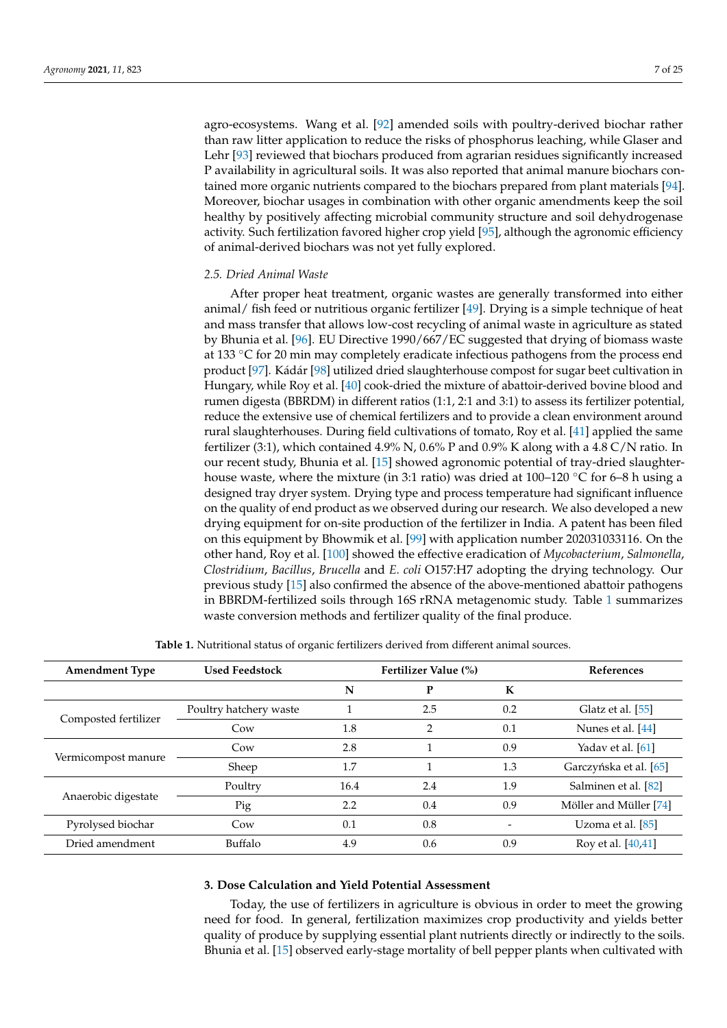agro-ecosystems. Wang et al. [92] amended soils with poultry-derived biochar rather than raw litter application to reduce the risks of phosphorus leaching, while Glaser and Lehr [93] reviewed that biochars produced from agrarian residues significantly increased P availability in agricultural soils. It was also reported that animal manure biochars contained more organic nutrients compared to the biochars prepared from plant materials [94]. Moreover, biochar usages in combination with other organic amendments keep the soil healthy by positively affecting microbial community structure and soil dehydrogenase activity. Such fertilization favored higher crop yield [95], although the agronomic efficiency of animal-derived biochars was not yet fully explored.

### 2.5. Dried Animal Waste

After proper heat treatment, organic wastes are generally transformed into either animal/ fish feed or nutritious organic fertilizer [49]. Drying is a simple technique of heat and mass transfer that allows low-cost recycling of animal waste in agriculture as stated by Bhunia et al. [96]. EU Directive 1990/667/EC suggested that drying of biomass waste at 133 °C for 20 min may completely eradicate infectious pathogens from the process end product [97]. Kádár [98] utilized dried slaughterhouse compost for sugar beet cultivation in Hungary, while Roy et al. [40] cook-dried the mixture of abattoir-derived bovine blood and rumen digesta (BBRDM) in different ratios (1:1, 2:1 and 3:1) to assess its fertilizer potential, reduce the extensive use of chemical fertilizers and to provide a clean environment around rural slaughterhouses. During field cultivations of tomato, Roy et al. [41] applied the same fertilizer (3:1), which contained 4.9% N, 0.6% P and 0.9% K along with a 4.8 C/N ratio. In our recent study, Bhunia et al. [15] showed agronomic potential of tray-dried slaughterhouse waste, where the mixture (in 3:1 ratio) was dried at 100–120 °C for 6–8 h using a designed tray dryer system. Drying type and process temperature had significant influence on the quality of end product as we observed during our research. We also developed a new drying equipment for on-site production of the fertilizer in India. A patent has been filed on this equipment by Bhowmik et al. [99] with application number 202031033116. On the other hand, Roy et al. [100] showed the effective eradication of *Mycobacterium*, *Salmonella*, *Clostridium*, *Bacillus*, *Brucella* and *E. coli* O157:H7 adopting the drying technology. Our previous study [15] also confirmed the absence of the above-mentioned abattoir pathogens in BBRDM-fertilized soils through 16S rRNA metagenomic study. Table 1 summarizes waste conversion methods and fertilizer quality of the final produce.

**Table 1.** Nutritional status of organic fertilizers derived from different animal sources.

| Amendment Type | Used Feedstock | Fertilizer Value (%) | | | References |
|---|---|---|---|---|---|
| | | N | P | K | |
| Composted fertilizer | Poultry hatchery waste | 1 | 2.5 | 0.2 | Glatz et al. [55] |
| | Cow | 1.8 | 2 | 0.1 | Nunes et al. [44] |
| Vermicompost manure | Cow | 2.8 | 1 | 0.9 | Yadav et al. [61] |
| | Sheep | 1.7 | 1 | 1.3 | Garczyńska et al. [65] |
| Anaerobic digestate | Poultry | 16.4 | 2.4 | 1.9 | Salminen et al. [82] |
| | Pig | 2.2 | 0.4 | 0.9 | Möller and Müller [74] |
| Pyrolysed biochar | Cow | 0.1 | 0.8 | - | Uzoma et al. [85] |
| Dried amendment | Buffalo | 4.9 | 0.6 | 0.9 | Roy et al. [40,41] |

## 3. Dose Calculation and Yield Potential Assessment

Today, the use of fertilizers in agriculture is obvious in order to meet the growing need for food. In general, fertilization maximizes crop productivity and yields better quality of produce by supplying essential plant nutrients directly or indirectly to the soils. Bhunia et al. [15] observed early-stage mortality of bell pepper plants when cultivated with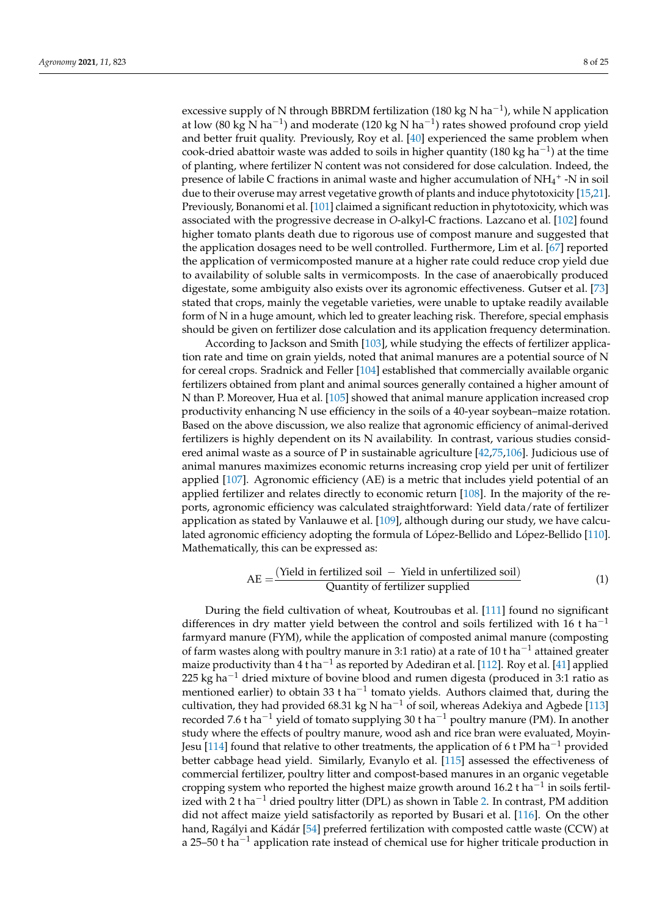excessive supply of N through BBRDM fertilization (180 kg N ha$^{-1}$), while N application at low (80 kg N ha$^{-1}$) and moderate (120 kg N ha$^{-1}$) rates showed profound crop yield and better fruit quality. Previously, Roy et al. [40] experienced the same problem when cook-dried abattoir waste was added to soils in higher quantity (180 kg ha$^{-1}$) at the time of planting, where fertilizer N content was not considered for dose calculation. Indeed, the presence of labile C fractions in animal waste and higher accumulation of $NH_4^+$ -N in soil due to their overuse may arrest vegetative growth of plants and induce phytotoxicity [15,21]. Previously, Bonanomi et al. [101] claimed a significant reduction in phytotoxicity, which was associated with the progressive decrease in *O*-alkyl-C fractions. Lazcano et al. [102] found higher tomato plants death due to rigorous use of compost manure and suggested that the application dosages need to be well controlled. Furthermore, Lim et al. [67] reported the application of vermicomposted manure at a higher rate could reduce crop yield due to availability of soluble salts in vermicomposts. In the case of anaerobically produced digestate, some ambiguity also exists over its agronomic effectiveness. Gutser et al. [73] stated that crops, mainly the vegetable varieties, were unable to uptake readily available form of N in a huge amount, which led to greater leaching risk. Therefore, special emphasis should be given on fertilizer dose calculation and its application frequency determination.

According to Jackson and Smith [103], while studying the effects of fertilizer application rate and time on grain yields, noted that animal manures are a potential source of N for cereal crops. Sradnick and Feller [104] established that commercially available organic fertilizers obtained from plant and animal sources generally contained a higher amount of N than P. Moreover, Hua et al. [105] showed that animal manure application increased crop productivity enhancing N use efficiency in the soils of a 40-year soybean–maize rotation. Based on the above discussion, we also realize that agronomic efficiency of animal-derived fertilizers is highly dependent on its N availability. In contrast, various studies considered animal waste as a source of P in sustainable agriculture [42,75,106]. Judicious use of animal manures maximizes economic returns increasing crop yield per unit of fertilizer applied [107]. Agronomic efficiency (AE) is a metric that includes yield potential of an applied fertilizer and relates directly to economic return [108]. In the majority of the reports, agronomic efficiency was calculated straightforward: Yield data/rate of fertilizer application as stated by Vanlauwe et al. [109], although during our study, we have calculated agronomic efficiency adopting the formula of López-Bellido and López-Bellido [110]. Mathematically, this can be expressed as:

$$\text{AE} = \frac{(\text{Yield in fertilized soil} - \text{Yield in unfertilized soil})}{\text{Quantity of fertilizer supplied}} \tag{1}$$

During the field cultivation of wheat, Koutroubas et al. [111] found no significant differences in dry matter yield between the control and soils fertilized with 16 t ha$^{-1}$ farmyard manure (FYM), while the application of composted animal manure (composting of farm wastes along with poultry manure in 3:1 ratio) at a rate of 10 t ha$^{-1}$ attained greater maize productivity than 4 t ha$^{-1}$ as reported by Adediran et al. [112]. Roy et al. [41] applied 225 kg ha$^{-1}$ dried mixture of bovine blood and rumen digesta (produced in 3:1 ratio as mentioned earlier) to obtain 33 t ha$^{-1}$ tomato yields. Authors claimed that, during the cultivation, they had provided 68.31 kg N ha$^{-1}$ of soil, whereas Adekiya and Agbede [113] recorded 7.6 t ha$^{-1}$ yield of tomato supplying 30 t ha$^{-1}$ poultry manure (PM). In another study where the effects of poultry manure, wood ash and rice bran were evaluated, Moyin-Jesu [114] found that relative to other treatments, the application of 6 t PM ha$^{-1}$ provided better cabbage head yield. Similarly, Evanylo et al. [115] assessed the effectiveness of commercial fertilizer, poultry litter and compost-based manures in an organic vegetable cropping system who reported the highest maize growth around 16.2 t ha$^{-1}$ in soils fertilized with 2 t ha$^{-1}$ dried poultry litter (DPL) as shown in Table 2. In contrast, PM addition did not affect maize yield satisfactorily as reported by Busari et al. [116]. On the other hand, Ragályi and Kádár [54] preferred fertilization with composted cattle waste (CCW) at a 25–50 t ha$^{-1}$ application rate instead of chemical use for higher triticale production in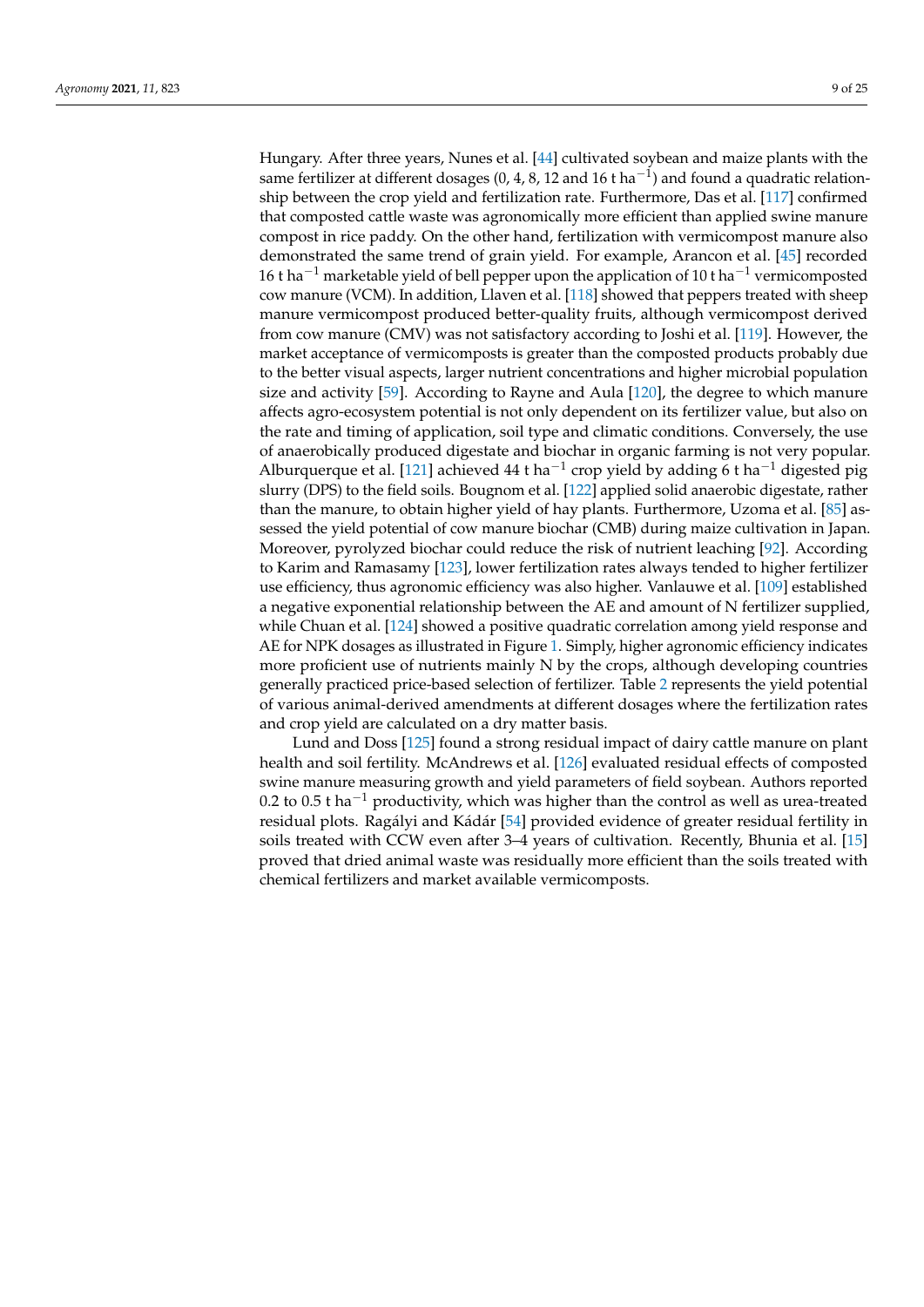Hungary. After three years, Nunes et al. [44] cultivated soybean and maize plants with the same fertilizer at different dosages (0, 4, 8, 12 and 16 t ha$^{-1}$) and found a quadratic relationship between the crop yield and fertilization rate. Furthermore, Das et al. [117] confirmed that composted cattle waste was agronomically more efficient than applied swine manure compost in rice paddy. On the other hand, fertilization with vermicompost manure also demonstrated the same trend of grain yield. For example, Arancon et al. [45] recorded 16 t ha$^{-1}$ marketable yield of bell pepper upon the application of 10 t ha$^{-1}$ vermicomposted cow manure (VCM). In addition, Llaven et al. [118] showed that peppers treated with sheep manure vermicompost produced better-quality fruits, although vermicompost derived from cow manure (CMV) was not satisfactory according to Joshi et al. [119]. However, the market acceptance of vermicomposts is greater than the composted products probably due to the better visual aspects, larger nutrient concentrations and higher microbial population size and activity [59]. According to Rayne and Aula [120], the degree to which manure affects agro-ecosystem potential is not only dependent on its fertilizer value, but also on the rate and timing of application, soil type and climatic conditions. Conversely, the use of anaerobically produced digestate and biochar in organic farming is not very popular. Alburquerque et al. [121] achieved 44 t ha$^{-1}$ crop yield by adding 6 t ha$^{-1}$ digested pig slurry (DPS) to the field soils. Bougnom et al. [122] applied solid anaerobic digestate, rather than the manure, to obtain higher yield of hay plants. Furthermore, Uzoma et al. [85] assessed the yield potential of cow manure biochar (CMB) during maize cultivation in Japan. Moreover, pyrolyzed biochar could reduce the risk of nutrient leaching [92]. According to Karim and Ramasamy [123], lower fertilization rates always tended to higher fertilizer use efficiency, thus agronomic efficiency was also higher. Vanlauwe et al. [109] established a negative exponential relationship between the AE and amount of N fertilizer supplied, while Chuan et al. [124] showed a positive quadratic correlation among yield response and AE for NPK dosages as illustrated in Figure 1. Simply, higher agronomic efficiency indicates more proficient use of nutrients mainly N by the crops, although developing countries generally practiced price-based selection of fertilizer. Table 2 represents the yield potential of various animal-derived amendments at different dosages where the fertilization rates and crop yield are calculated on a dry matter basis.

Lund and Doss [125] found a strong residual impact of dairy cattle manure on plant health and soil fertility. McAndrews et al. [126] evaluated residual effects of composted swine manure measuring growth and yield parameters of field soybean. Authors reported 0.2 to 0.5 t ha$^{-1}$ productivity, which was higher than the control as well as urea-treated residual plots. Ragályi and Kádár [54] provided evidence of greater residual fertility in soils treated with CCW even after 3–4 years of cultivation. Recently, Bhunia et al. [15] proved that dried animal waste was residually more efficient than the soils treated with chemical fertilizers and market available vermicomposts.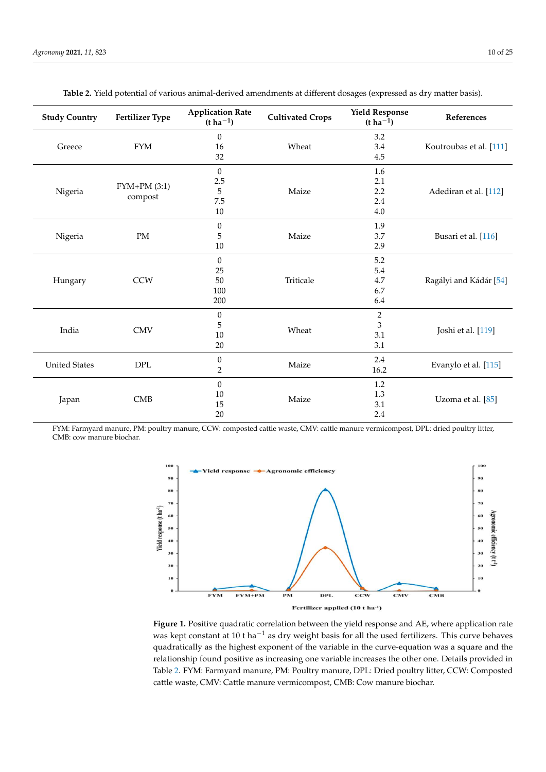**Table 2.** Yield potential of various animal-derived amendments at different dosages (expressed as dry matter basis).

| Study Country | Fertilizer Type | Application Rate (t ha$^{-1}$) | Cultivated Crops | Yield Response (t ha$^{-1}$) | References |
|---|---|---|---|---|---|
| Greece | FYM | 0<br>16<br>32 | Wheat | 3.2<br>3.4<br>4.5 | Koutroubas et al. [111] |
| Nigeria | FYM+PM (3:1) compost | 0<br>2.5<br>5<br>7.5<br>10 | Maize | 1.6<br>2.1<br>2.2<br>2.4<br>4.0 | Adediran et al. [112] |
| Nigeria | PM | 0<br>5<br>10 | Maize | 1.9<br>3.7<br>2.9 | Busari et al. [116] |
| Hungary | CCW | 0<br>25<br>50<br>100<br>200 | Triticale | 5.2<br>5.4<br>4.7<br>6.7<br>6.4 | Ragályi and Kádár [54] |
| India | CMV | 0<br>5<br>10<br>20 | Wheat | 2<br>3<br>3.1<br>3.1 | Joshi et al. [119] |
| United States | DPL | 0<br>2 | Maize | 2.4<br>16.2 | Evanylo et al. [115] |
| Japan | CMB | 0<br>10<br>15<br>20 | Maize | 1.2<br>1.3<br>3.1<br>2.4 | Uzoma et al. [85] |

FYM: Farmyard manure, PM: poultry manure, CCW: composted cattle waste, CMV: cattle manure vermicompost, DPL: dried poultry litter, CMB: cow manure biochar.

**Figure 1.** Positive quadratic correlation between the yield response and AE, where application rate was kept constant at 10 t ha$^{-1}$ as dry weight basis for all the used fertilizers. This curve behaves quadratically as the highest exponent of the variable in the curve-equation was a square and the relationship found positive as increasing one variable increases the other one. Details provided in Table 2. FYM: Farmyard manure, PM: Poultry manure, DPL: Dried poultry litter, CCW: Composted cattle waste, CMV: Cattle manure vermicompost, CMB: Cow manure biochar.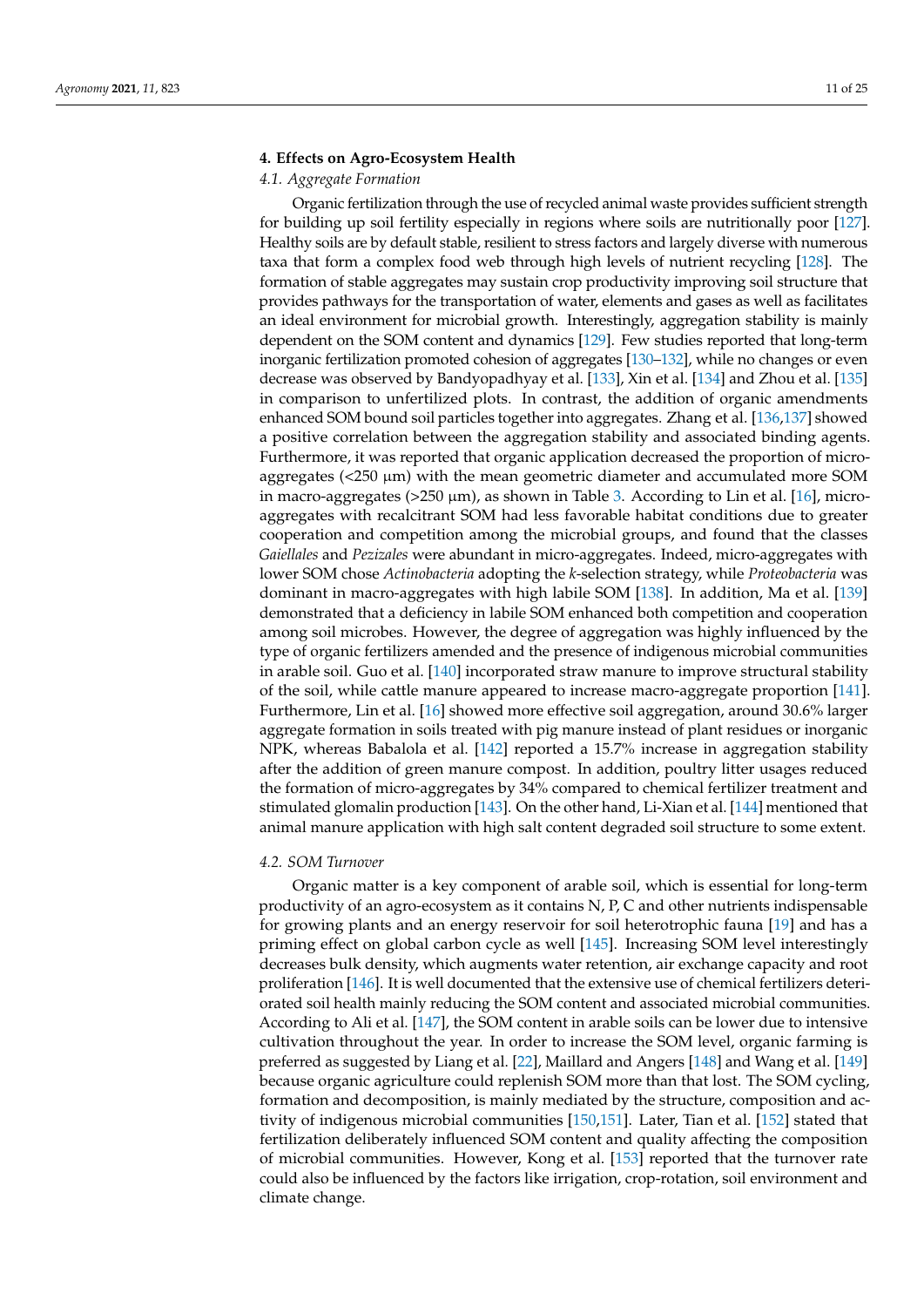## 4. Effects on Agro-Ecosystem Health

### 4.1. Aggregate Formation

Organic fertilization through the use of recycled animal waste provides sufficient strength for building up soil fertility especially in regions where soils are nutritionally poor [127]. Healthy soils are by default stable, resilient to stress factors and largely diverse with numerous taxa that form a complex food web through high levels of nutrient recycling [128]. The formation of stable aggregates may sustain crop productivity improving soil structure that provides pathways for the transportation of water, elements and gases as well as facilitates an ideal environment for microbial growth. Interestingly, aggregation stability is mainly dependent on the SOM content and dynamics [129]. Few studies reported that long-term inorganic fertilization promoted cohesion of aggregates [130–132], while no changes or even decrease was observed by Bandyopadhyay et al. [133], Xin et al. [134] and Zhou et al. [135] in comparison to unfertilized plots. In contrast, the addition of organic amendments enhanced SOM bound soil particles together into aggregates. Zhang et al. [136,137] showed a positive correlation between the aggregation stability and associated binding agents. Furthermore, it was reported that organic application decreased the proportion of micro-aggregates (<250 μm) with the mean geometric diameter and accumulated more SOM in macro-aggregates (>250 μm), as shown in Table 3. According to Lin et al. [16], micro-aggregates with recalcitrant SOM had less favorable habitat conditions due to greater cooperation and competition among the microbial groups, and found that the classes *Gaiellales* and *Pezizales* were abundant in micro-aggregates. Indeed, micro-aggregates with lower SOM chose *Actinobacteria* adopting the *k*-selection strategy, while *Proteobacteria* was dominant in macro-aggregates with high labile SOM [138]. In addition, Ma et al. [139] demonstrated that a deficiency in labile SOM enhanced both competition and cooperation among soil microbes. However, the degree of aggregation was highly influenced by the type of organic fertilizers amended and the presence of indigenous microbial communities in arable soil. Guo et al. [140] incorporated straw manure to improve structural stability of the soil, while cattle manure appeared to increase macro-aggregate proportion [141]. Furthermore, Lin et al. [16] showed more effective soil aggregation, around 30.6% larger aggregate formation in soils treated with pig manure instead of plant residues or inorganic NPK, whereas Babalola et al. [142] reported a 15.7% increase in aggregation stability after the addition of green manure compost. In addition, poultry litter usages reduced the formation of micro-aggregates by 34% compared to chemical fertilizer treatment and stimulated glomalin production [143]. On the other hand, Li-Xian et al. [144] mentioned that animal manure application with high salt content degraded soil structure to some extent.

### 4.2. SOM Turnover

Organic matter is a key component of arable soil, which is essential for long-term productivity of an agro-ecosystem as it contains N, P, C and other nutrients indispensable for growing plants and an energy reservoir for soil heterotrophic fauna [19] and has a priming effect on global carbon cycle as well [145]. Increasing SOM level interestingly decreases bulk density, which augments water retention, air exchange capacity and root proliferation [146]. It is well documented that the extensive use of chemical fertilizers deteriorated soil health mainly reducing the SOM content and associated microbial communities. According to Ali et al. [147], the SOM content in arable soils can be lower due to intensive cultivation throughout the year. In order to increase the SOM level, organic farming is preferred as suggested by Liang et al. [22], Maillard and Angers [148] and Wang et al. [149] because organic agriculture could replenish SOM more than that lost. The SOM cycling, formation and decomposition, is mainly mediated by the structure, composition and activity of indigenous microbial communities [150,151]. Later, Tian et al. [152] stated that fertilization deliberately influenced SOM content and quality affecting the composition of microbial communities. However, Kong et al. [153] reported that the turnover rate could also be influenced by the factors like irrigation, crop-rotation, soil environment and climate change.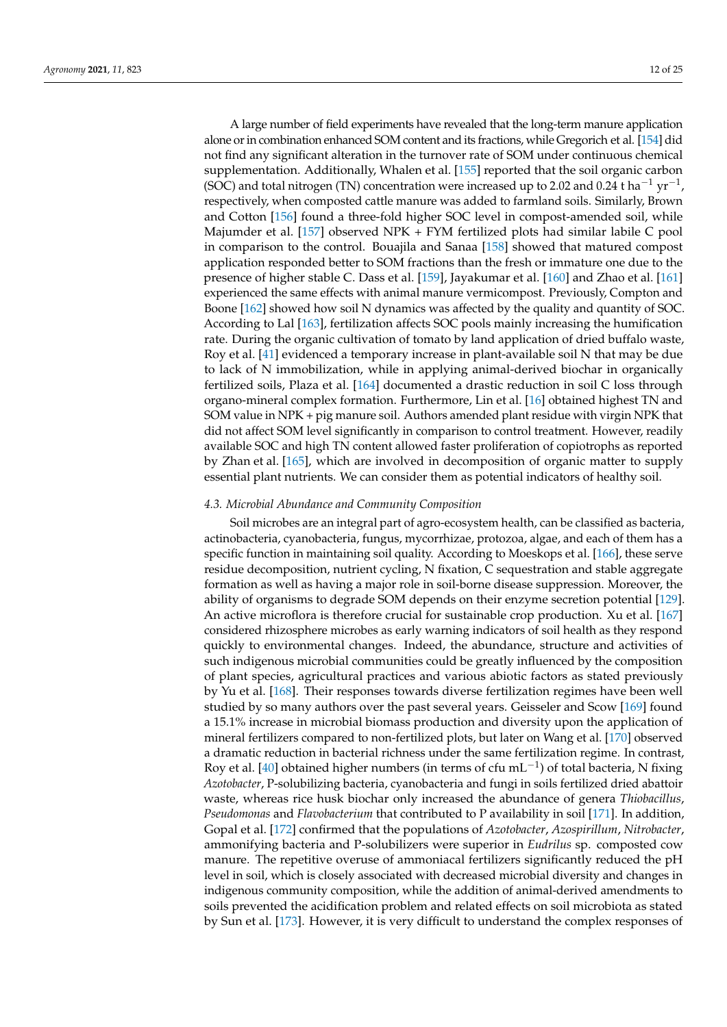A large number of field experiments have revealed that the long-term manure application alone or in combination enhanced SOM content and its fractions, while Gregorich et al. [154] did not find any significant alteration in the turnover rate of SOM under continuous chemical supplementation. Additionally, Whalen et al. [155] reported that the soil organic carbon (SOC) and total nitrogen (TN) concentration were increased up to 2.02 and 0.24 t $ha^{-1}$ $yr^{-1}$, respectively, when composted cattle manure was added to farmland soils. Similarly, Brown and Cotton [156] found a three-fold higher SOC level in compost-amended soil, while Majumder et al. [157] observed NPK + FYM fertilized plots had similar labile C pool in comparison to the control. Bouajila and Sanaa [158] showed that matured compost application responded better to SOM fractions than the fresh or immature one due to the presence of higher stable C. Dass et al. [159], Jayakumar et al. [160] and Zhao et al. [161] experienced the same effects with animal manure vermicompost. Previously, Compton and Boone [162] showed how soil N dynamics was affected by the quality and quantity of SOC. According to Lal [163], fertilization affects SOC pools mainly increasing the humification rate. During the organic cultivation of tomato by land application of dried buffalo waste, Roy et al. [41] evidenced a temporary increase in plant-available soil N that may be due to lack of N immobilization, while in applying animal-derived biochar in organically fertilized soils, Plaza et al. [164] documented a drastic reduction in soil C loss through organo-mineral complex formation. Furthermore, Lin et al. [16] obtained highest TN and SOM value in NPK + pig manure soil. Authors amended plant residue with virgin NPK that did not affect SOM level significantly in comparison to control treatment. However, readily available SOC and high TN content allowed faster proliferation of copiotrophs as reported by Zhan et al. [165], which are involved in decomposition of organic matter to supply essential plant nutrients. We can consider them as potential indicators of healthy soil.

### *4.3. Microbial Abundance and Community Composition*

Soil microbes are an integral part of agro-ecosystem health, can be classified as bacteria, actinobacteria, cyanobacteria, fungus, mycorrhizae, protozoa, algae, and each of them has a specific function in maintaining soil quality. According to Moeskops et al. [166], these serve residue decomposition, nutrient cycling, N fixation, C sequestration and stable aggregate formation as well as having a major role in soil-borne disease suppression. Moreover, the ability of organisms to degrade SOM depends on their enzyme secretion potential [129]. An active microflora is therefore crucial for sustainable crop production. Xu et al. [167] considered rhizosphere microbes as early warning indicators of soil health as they respond quickly to environmental changes. Indeed, the abundance, structure and activities of such indigenous microbial communities could be greatly influenced by the composition of plant species, agricultural practices and various abiotic factors as stated previously by Yu et al. [168]. Their responses towards diverse fertilization regimes have been well studied by so many authors over the past several years. Geisseler and Scow [169] found a 15.1% increase in microbial biomass production and diversity upon the application of mineral fertilizers compared to non-fertilized plots, but later on Wang et al. [170] observed a dramatic reduction in bacterial richness under the same fertilization regime. In contrast, Roy et al. [40] obtained higher numbers (in terms of cfu $mL^{-1}$) of total bacteria, N fixing *Azotobacter*, P-solubilizing bacteria, cyanobacteria and fungi in soils fertilized dried abattoir waste, whereas rice husk biochar only increased the abundance of genera *Thiobacillus*, *Pseudomonas* and *Flavobacterium* that contributed to P availability in soil [171]. In addition, Gopal et al. [172] confirmed that the populations of *Azotobacter*, *Azospirillum*, *Nitrobacter*, ammonifying bacteria and P-solubilizers were superior in *Eudrilus* sp. composted cow manure. The repetitive overuse of ammoniacal fertilizers significantly reduced the pH level in soil, which is closely associated with decreased microbial diversity and changes in indigenous community composition, while the addition of animal-derived amendments to soils prevented the acidification problem and related effects on soil microbiota as stated by Sun et al. [173]. However, it is very difficult to understand the complex responses of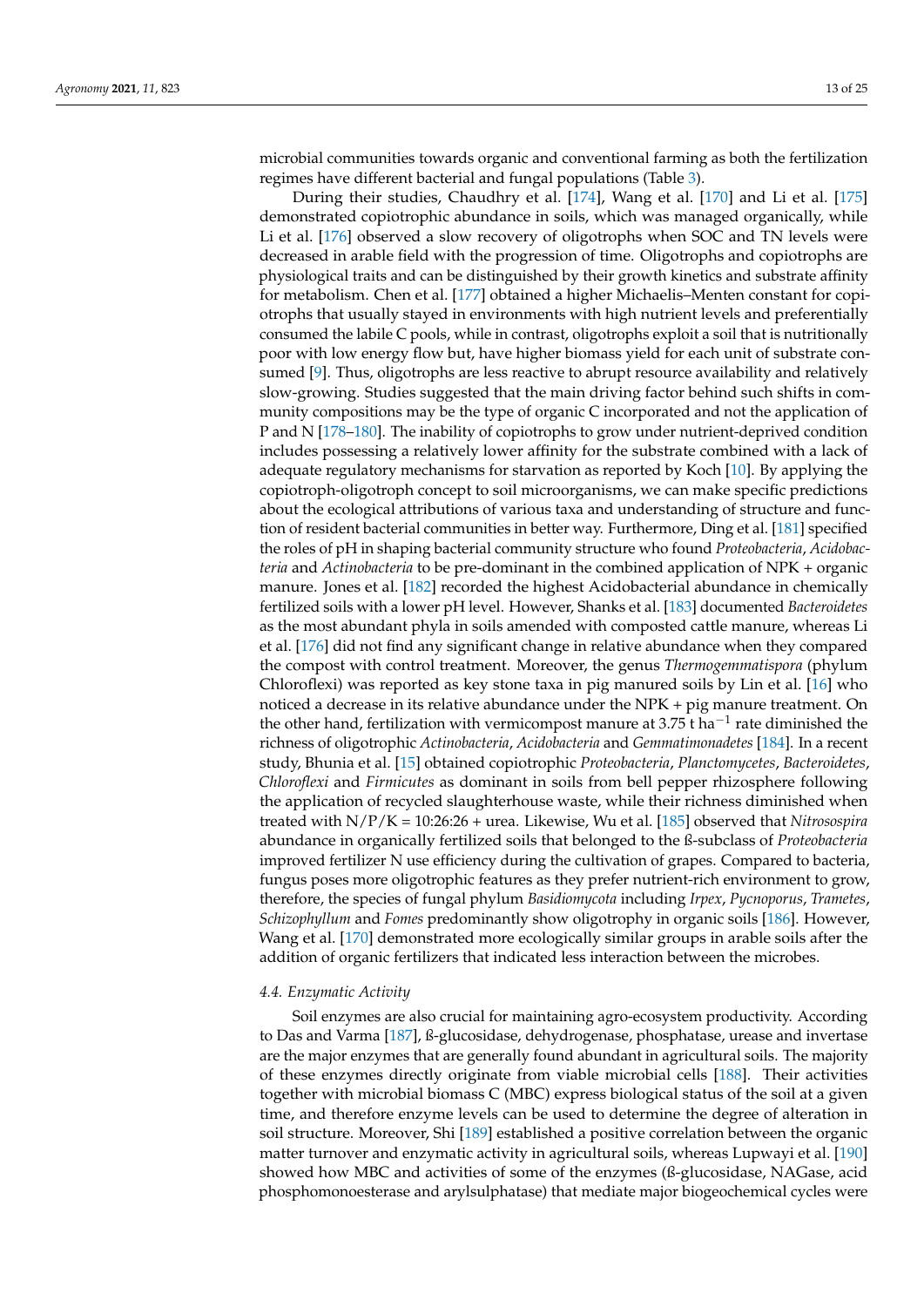microbial communities towards organic and conventional farming as both the fertilization regimes have different bacterial and fungal populations (Table 3).

During their studies, Chaudhry et al. [174], Wang et al. [170] and Li et al. [175] demonstrated copiotrophic abundance in soils, which was managed organically, while Li et al. [176] observed a slow recovery of oligotrophs when SOC and TN levels were decreased in arable field with the progression of time. Oligotrophs and copiotrophs are physiological traits and can be distinguished by their growth kinetics and substrate affinity for metabolism. Chen et al. [177] obtained a higher Michaelis–Menten constant for copiotrophs that usually stayed in environments with high nutrient levels and preferentially consumed the labile C pools, while in contrast, oligotrophs exploit a soil that is nutritionally poor with low energy flow but, have higher biomass yield for each unit of substrate consumed [9]. Thus, oligotrophs are less reactive to abrupt resource availability and relatively slow-growing. Studies suggested that the main driving factor behind such shifts in community compositions may be the type of organic C incorporated and not the application of P and N [178–180]. The inability of copiotrophs to grow under nutrient-deprived condition includes possessing a relatively lower affinity for the substrate combined with a lack of adequate regulatory mechanisms for starvation as reported by Koch [10]. By applying the copiotroph-oligotroph concept to soil microorganisms, we can make specific predictions about the ecological attributions of various taxa and understanding of structure and function of resident bacterial communities in better way. Furthermore, Ding et al. [181] specified the roles of pH in shaping bacterial community structure who found *Proteobacteria*, *Acidobacteria* and *Actinobacteria* to be pre-dominant in the combined application of NPK + organic manure. Jones et al. [182] recorded the highest Acidobacterial abundance in chemically fertilized soils with a lower pH level. However, Shanks et al. [183] documented *Bacteroidetes* as the most abundant phyla in soils amended with composted cattle manure, whereas Li et al. [176] did not find any significant change in relative abundance when they compared the compost with control treatment. Moreover, the genus *Thermogemmatispora* (phylum Chloroflexi) was reported as key stone taxa in pig manured soils by Lin et al. [16] who noticed a decrease in its relative abundance under the NPK + pig manure treatment. On the other hand, fertilization with vermicompost manure at 3.75 t ha$^{-1}$ rate diminished the richness of oligotrophic *Actinobacteria*, *Acidobacteria* and *Gemmatimonadetes* [184]. In a recent study, Bhunia et al. [15] obtained copiotrophic *Proteobacteria*, *Planctomycetes*, *Bacteroidetes*, *Chloroflexi* and *Firmicutes* as dominant in soils from bell pepper rhizosphere following the application of recycled slaughterhouse waste, while their richness diminished when treated with N/P/K = 10:26:26 + urea. Likewise, Wu et al. [185] observed that *Nitrosospira* abundance in organically fertilized soils that belonged to the ß-subclass of *Proteobacteria* improved fertilizer N use efficiency during the cultivation of grapes. Compared to bacteria, fungus poses more oligotrophic features as they prefer nutrient-rich environment to grow, therefore, the species of fungal phylum *Basidiomycota* including *Irpex*, *Pycnoporus*, *Trametes*, *Schizophyllum* and *Fomes* predominantly show oligotrophy in organic soils [186]. However, Wang et al. [170] demonstrated more ecologically similar groups in arable soils after the addition of organic fertilizers that indicated less interaction between the microbes.

#### 4.4. Enzymatic Activity

Soil enzymes are also crucial for maintaining agro-ecosystem productivity. According to Das and Varma [187], ß-glucosidase, dehydrogenase, phosphatase, urease and invertase are the major enzymes that are generally found abundant in agricultural soils. The majority of these enzymes directly originate from viable microbial cells [188]. Their activities together with microbial biomass C (MBC) express biological status of the soil at a given time, and therefore enzyme levels can be used to determine the degree of alteration in soil structure. Moreover, Shi [189] established a positive correlation between the organic matter turnover and enzymatic activity in agricultural soils, whereas Lupwayi et al. [190] showed how MBC and activities of some of the enzymes (ß-glucosidase, NAGase, acid phosphomonoesterase and arylsulphatase) that mediate major biogeochemical cycles were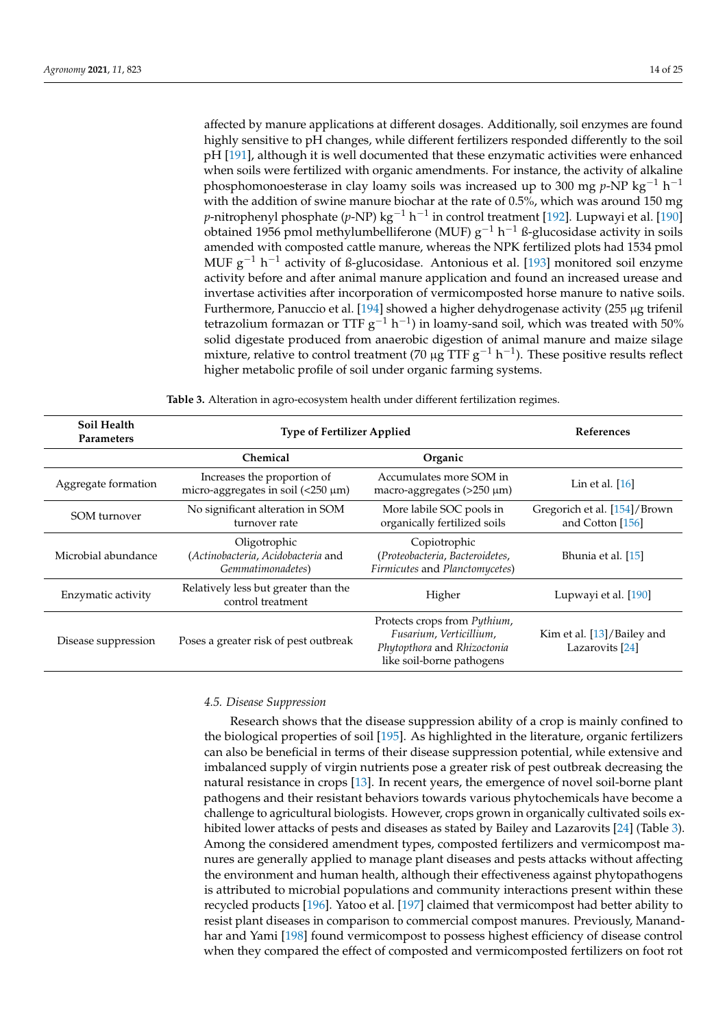affected by manure applications at different dosages. Additionally, soil enzymes are found highly sensitive to pH changes, while different fertilizers responded differently to the soil pH [191], although it is well documented that these enzymatic activities were enhanced when soils were fertilized with organic amendments. For instance, the activity of alkaline phosphomonoesterase in clay loamy soils was increased up to 300 mg *p*-NP $kg^{-1}$ $h^{-1}$ with the addition of swine manure biochar at the rate of 0.5%, which was around 150 mg *p*-nitrophenyl phosphate (*p*-NP) $kg^{-1}$ $h^{-1}$ in control treatment [192]. Lupwayi et al. [190] obtained 1956 pmol methylumbelliferone (MUF) $g^{-1}$ $h^{-1}$ ß-glucosidase activity in soils amended with composted cattle manure, whereas the NPK fertilized plots had 1534 pmol MUF $g^{-1}$ $h^{-1}$ activity of ß-glucosidase. Antonious et al. [193] monitored soil enzyme activity before and after animal manure application and found an increased urease and invertase activities after incorporation of vermicomposted horse manure to native soils. Furthermore, Panuccio et al. [194] showed a higher dehydrogenase activity (255 µg trifenil tetrazolium formazan or TTF $g^{-1}$ $h^{-1}$) in loamy-sand soil, which was treated with 50% solid digestate produced from anaerobic digestion of animal manure and maize silage mixture, relative to control treatment (70 µg TTF $g^{-1}$ $h^{-1}$). These positive results reflect higher metabolic profile of soil under organic farming systems.

**Table 3.** Alteration in agro-ecosystem health under different fertilization regimes.

| Soil Health Parameters | Type of Fertilizer Applied | | References |
|---|---|---|---|
| | **Chemical** | **Organic** | |
| Aggregate formation | Increases the proportion of micro-aggregates in soil (<250 µm) | Accumulates more SOM in macro-aggregates (>250 µm) | Lin et al. [16] |
| SOM turnover | No significant alteration in SOM turnover rate | More labile SOC pools in organically fertilized soils | Gregorich et al. [154]/Brown and Cotton [156] |
| Microbial abundance | Oligotrophic (*Actinobacteria*, *Acidobacteria* and *Gemmatimonadetes*) | Copiotrophic (*Proteobacteria*, *Bacteroidetes*, *Firmicutes* and *Planctomycetes*) | Bhunia et al. [15] |
| Enzymatic activity | Relatively less but greater than the control treatment | Higher | Lupwayi et al. [190] |
| Disease suppression | Poses a greater risk of pest outbreak | Protects crops from *Pythium*, *Fusarium*, *Verticillium*, *Phytopthora* and *Rhizoctonia* like soil-borne pathogens | Kim et al. [13]/Bailey and Lazarovits [24] |

### 4.5. Disease Suppression

Research shows that the disease suppression ability of a crop is mainly confined to the biological properties of soil [195]. As highlighted in the literature, organic fertilizers can also be beneficial in terms of their disease suppression potential, while extensive and imbalanced supply of virgin nutrients pose a greater risk of pest outbreak decreasing the natural resistance in crops [13]. In recent years, the emergence of novel soil-borne plant pathogens and their resistant behaviors towards various phytochemicals have become a challenge to agricultural biologists. However, crops grown in organically cultivated soils exhibited lower attacks of pests and diseases as stated by Bailey and Lazarovits [24] (Table 3). Among the considered amendment types, composted fertilizers and vermicompost manures are generally applied to manage plant diseases and pests attacks without affecting the environment and human health, although their effectiveness against phytopathogens is attributed to microbial populations and community interactions present within these recycled products [196]. Yatoo et al. [197] claimed that vermicompost had better ability to resist plant diseases in comparison to commercial compost manures. Previously, Manandhar and Yami [198] found vermicompost to possess highest efficiency of disease control when they compared the effect of composted and vermicomposted fertilizers on foot rot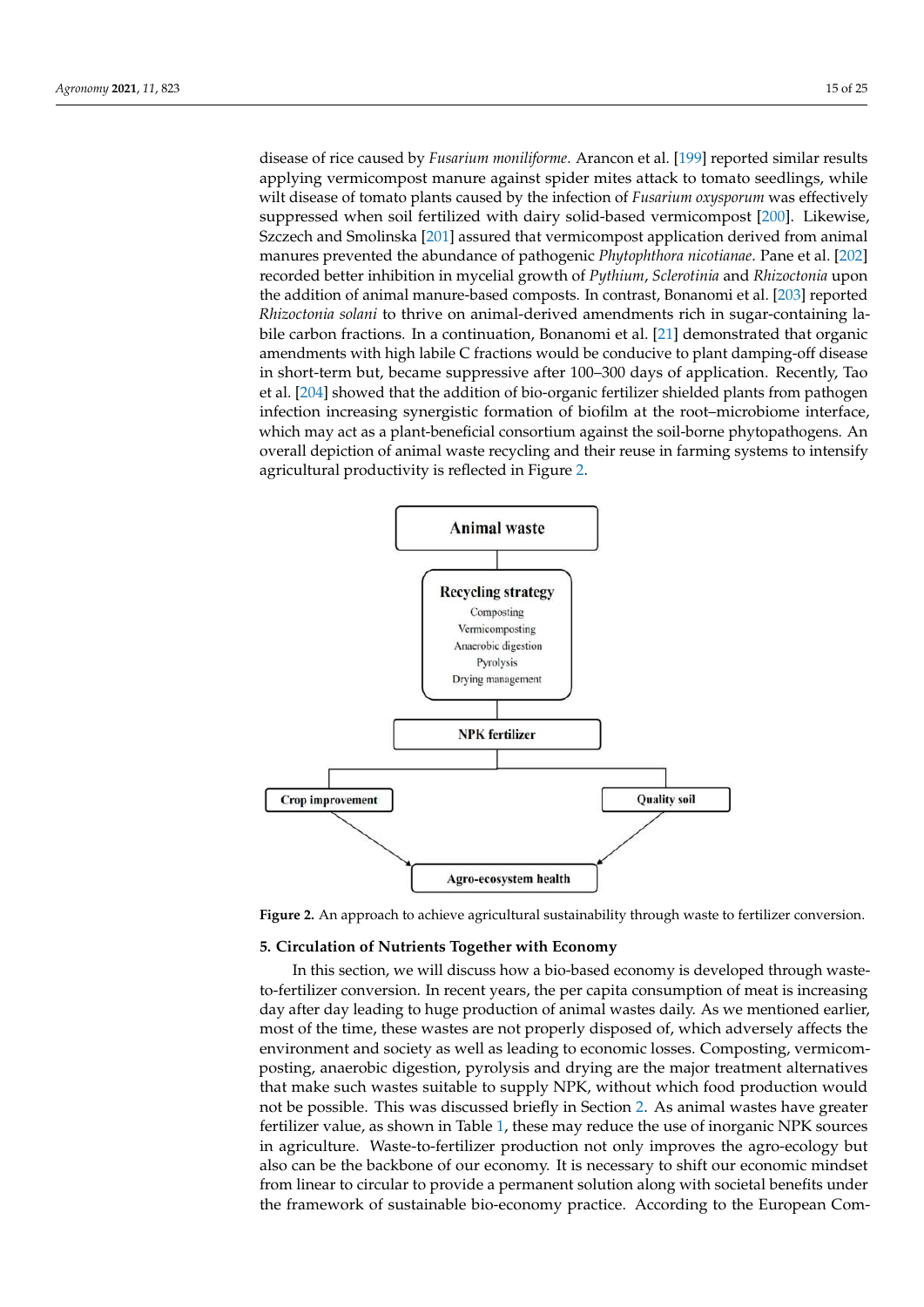disease of rice caused by *Fusarium moniliforme*. Arancon et al. [199] reported similar results applying vermicompost manure against spider mites attack to tomato seedlings, while wilt disease of tomato plants caused by the infection of *Fusarium oxysporum* was effectively suppressed when soil fertilized with dairy solid-based vermicompost [200]. Likewise, Szczech and Smolinska [201] assured that vermicompost application derived from animal manures prevented the abundance of pathogenic *Phytophthora nicotianae*. Pane et al. [202] recorded better inhibition in mycelial growth of *Pythium*, *Sclerotinia* and *Rhizoctonia* upon the addition of animal manure-based composts. In contrast, Bonanomi et al. [203] reported *Rhizoctonia solani* to thrive on animal-derived amendments rich in sugar-containing labile carbon fractions. In a continuation, Bonanomi et al. [21] demonstrated that organic amendments with high labile C fractions would be conducive to plant damping-off disease in short-term but, became suppressive after 100–300 days of application. Recently, Tao et al. [204] showed that the addition of bio-organic fertilizer shielded plants from pathogen infection increasing synergistic formation of biofilm at the root–microbiome interface, which may act as a plant-beneficial consortium against the soil-borne phytopathogens. An overall depiction of animal waste recycling and their reuse in farming systems to intensify agricultural productivity is reflected in Figure 2.

**Figure 2.** An approach to achieve agricultural sustainability through waste to fertilizer conversion.

## 5. Circulation of Nutrients Together with Economy

In this section, we will discuss how a bio-based economy is developed through waste-to-fertilizer conversion. In recent years, the per capita consumption of meat is increasing day after day leading to huge production of animal wastes daily. As we mentioned earlier, most of the time, these wastes are not properly disposed of, which adversely affects the environment and society as well as leading to economic losses. Composting, vermicomposting, anaerobic digestion, pyrolysis and drying are the major treatment alternatives that make such wastes suitable to supply NPK, without which food production would not be possible. This was discussed briefly in Section 2. As animal wastes have greater fertilizer value, as shown in Table 1, these may reduce the use of inorganic NPK sources in agriculture. Waste-to-fertilizer production not only improves the agro-ecology but also can be the backbone of our economy. It is necessary to shift our economic mindset from linear to circular to provide a permanent solution along with societal benefits under the framework of sustainable bio-economy practice. According to the European Com-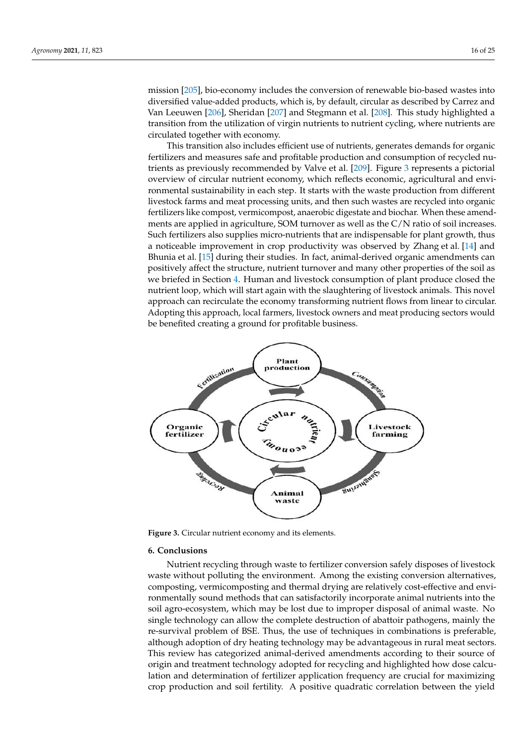mission [205], bio-economy includes the conversion of renewable bio-based wastes into diversified value-added products, which is, by default, circular as described by Carrez and Van Leeuwen [206], Sheridan [207] and Stegmann et al. [208]. This study highlighted a transition from the utilization of virgin nutrients to nutrient cycling, where nutrients are circulated together with economy.

This transition also includes efficient use of nutrients, generates demands for organic fertilizers and measures safe and profitable production and consumption of recycled nutrients as previously recommended by Valve et al. [209]. Figure 3 represents a pictorial overview of circular nutrient economy, which reflects economic, agricultural and environmental sustainability in each step. It starts with the waste production from different livestock farms and meat processing units, and then such wastes are recycled into organic fertilizers like compost, vermicompost, anaerobic digestate and biochar. When these amendments are applied in agriculture, SOM turnover as well as the C/N ratio of soil increases. Such fertilizers also supplies micro-nutrients that are indispensable for plant growth, thus a noticeable improvement in crop productivity was observed by Zhang et al. [14] and Bhunia et al. [15] during their studies. In fact, animal-derived organic amendments can positively affect the structure, nutrient turnover and many other properties of the soil as we briefed in Section 4. Human and livestock consumption of plant produce closed the nutrient loop, which will start again with the slaughtering of livestock animals. This novel approach can recirculate the economy transforming nutrient flows from linear to circular. Adopting this approach, local farmers, livestock owners and meat producing sectors would be benefited creating a ground for profitable business.

**Figure 3.** Circular nutrient economy and its elements.

## 6. Conclusions

Nutrient recycling through waste to fertilizer conversion safely disposes of livestock waste without polluting the environment. Among the existing conversion alternatives, composting, vermicomposting and thermal drying are relatively cost-effective and environmentally sound methods that can satisfactorily incorporate animal nutrients into the soil agro-ecosystem, which may be lost due to improper disposal of animal waste. No single technology can allow the complete destruction of abattoir pathogens, mainly the re-survival problem of BSE. Thus, the use of techniques in combinations is preferable, although adoption of dry heating technology may be advantageous in rural meat sectors. This review has categorized animal-derived amendments according to their source of origin and treatment technology adopted for recycling and highlighted how dose calculation and determination of fertilizer application frequency are crucial for maximizing crop production and soil fertility. A positive quadratic correlation between the yield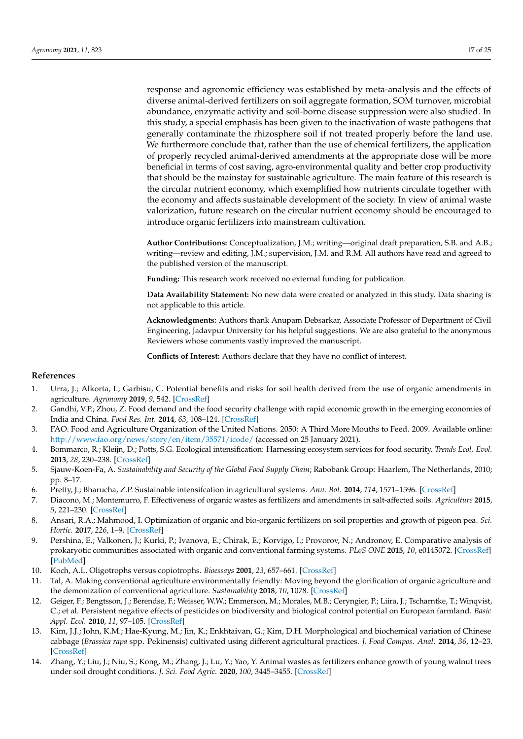response and agronomic efficiency was established by meta-analysis and the effects of diverse animal-derived fertilizers on soil aggregate formation, SOM turnover, microbial abundance, enzymatic activity and soil-borne disease suppression were also studied. In this study, a special emphasis has been given to the inactivation of waste pathogens that generally contaminate the rhizosphere soil if not treated properly before the land use. We furthermore conclude that, rather than the use of chemical fertilizers, the application of properly recycled animal-derived amendments at the appropriate dose will be more beneficial in terms of cost saving, agro-environmental quality and better crop productivity that should be the mainstay for sustainable agriculture. The main feature of this research is the circular nutrient economy, which exemplified how nutrients circulate together with the economy and affects sustainable development of the society. In view of animal waste valorization, future research on the circular nutrient economy should be encouraged to introduce organic fertilizers into mainstream cultivation.

**Author Contributions:** Conceptualization, J.M.; writing—original draft preparation, S.B. and A.B.; writing—review and editing, J.M.; supervision, J.M. and R.M. All authors have read and agreed to the published version of the manuscript.

**Funding:** This research work received no external funding for publication.

**Data Availability Statement:** No new data were created or analyzed in this study. Data sharing is not applicable to this article.

**Acknowledgments:** Authors thank Anupam Debsarkar, Associate Professor of Department of Civil Engineering, Jadavpur University for his helpful suggestions. We are also grateful to the anonymous Reviewers whose comments vastly improved the manuscript.

**Conflicts of Interest:** Authors declare that they have no conflict of interest.

## References

1. Urra, J.; Alkorta, I.; Garbisu, C. Potential benefits and risks for soil health derived from the use of organic amendments in agriculture. *Agronomy* **2019**, *9*, 542. [CrossRef]
2. Gandhi, V.P.; Zhou, Z. Food demand and the food security challenge with rapid economic growth in the emerging economies of India and China. *Food Res. Int.* **2014**, *63*, 108–124. [CrossRef]
3. FAO. Food and Agriculture Organization of the United Nations. 2050: A Third More Mouths to Feed. 2009. Available online: http://www.fao.org/news/story/en/item/35571/icode/ (accessed on 25 January 2021).
4. Bommarco, R.; Kleijn, D.; Potts, S.G. Ecological intensification: Harnessing ecosystem services for food security. *Trends Ecol. Evol.* **2013**, *28*, 230–238. [CrossRef]
5. Sjauw-Koen-Fa, A. *Sustainability and Security of the Global Food Supply Chain*; Rabobank Group: Haarlem, The Netherlands, 2010; pp. 8–17.
6. Pretty, J.; Bharucha, Z.P. Sustainable intensifcation in agricultural systems. *Ann. Bot.* **2014**, *114*, 1571–1596. [CrossRef]
7. Diacono, M.; Montemurro, F. Effectiveness of organic wastes as fertilizers and amendments in salt-affected soils. *Agriculture* **2015**, *5*, 221–230. [CrossRef]
8. Ansari, R.A.; Mahmood, I. Optimization of organic and bio-organic fertilizers on soil properties and growth of pigeon pea. *Sci. Hortic.* **2017**, *226*, 1–9. [CrossRef]
9. Pershina, E.; Valkonen, J.; Kurki, P.; Ivanova, E.; Chirak, E.; Korvigo, I.; Provorov, N.; Andronov, E. Comparative analysis of prokaryotic communities associated with organic and conventional farming systems. *PLoS ONE* **2015**, *10*, e0145072. [CrossRef] [PubMed]
10. Koch, A.L. Oligotrophs versus copiotrophs. *Bioessays* **2001**, *23*, 657–661. [CrossRef]
11. Tal, A. Making conventional agriculture environmentally friendly: Moving beyond the glorification of organic agriculture and the demonization of conventional agriculture. *Sustainability* **2018**, *10*, 1078. [CrossRef]
12. Geiger, F.; Bengtsson, J.; Berendse, F.; Weisser, W.W.; Emmerson, M.; Morales, M.B.; Ceryngier, P.; Liira, J.; Tscharntke, T.; Winqvist, C.; et al. Persistent negative effects of pesticides on biodiversity and biological control potential on European farmland. *Basic Appl. Ecol.* **2010**, *11*, 97–105. [CrossRef]
13. Kim, J.J.; John, K.M.; Hae-Kyung, M.; Jin, K.; Enkhtaivan, G.; Kim, D.H. Morphological and biochemical variation of Chinese cabbage (*Brassica rapa* spp. Pekinensis) cultivated using different agricultural practices. *J. Food Compos. Anal.* **2014**, *36*, 12–23. [CrossRef]
14. Zhang, Y.; Liu, J.; Niu, S.; Kong, M.; Zhang, J.; Lu, Y.; Yao, Y. Animal wastes as fertilizers enhance growth of young walnut trees under soil drought conditions. *J. Sci. Food Agric.* **2020**, *100*, 3445–3455. [CrossRef]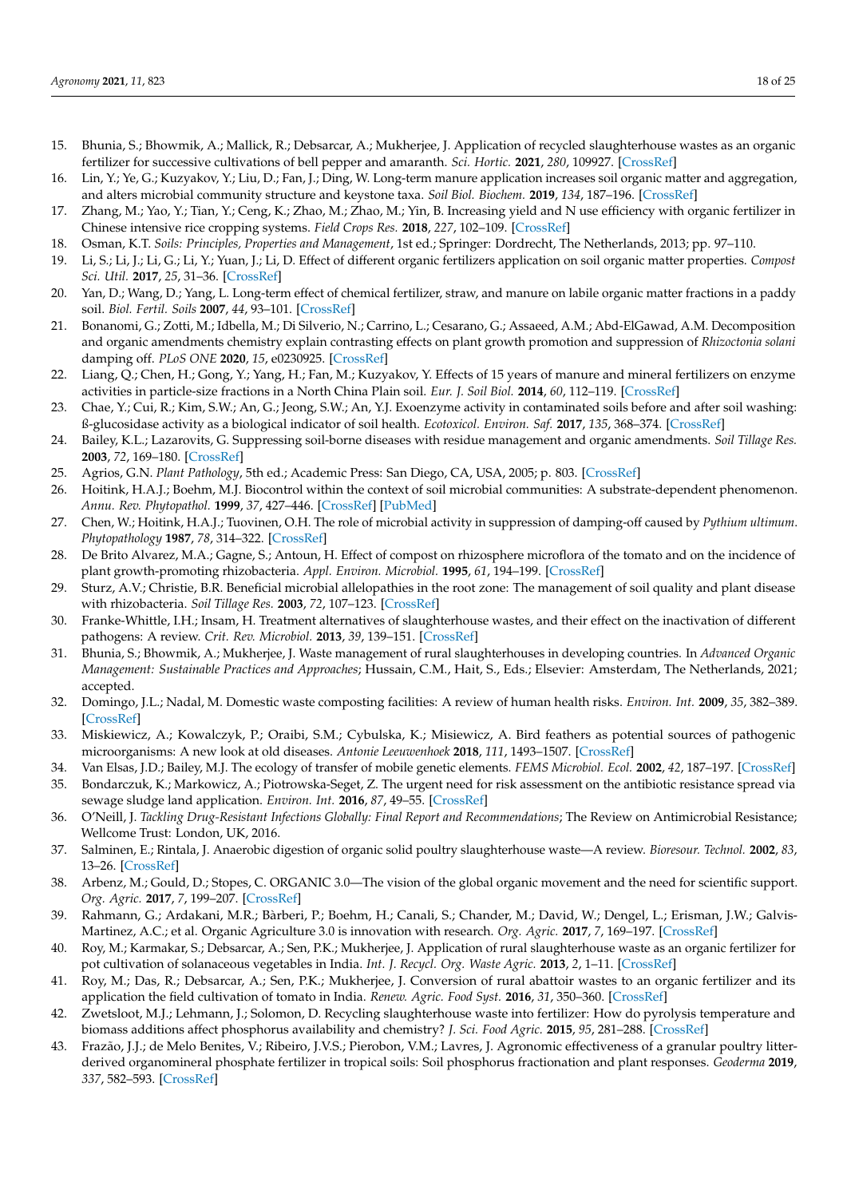15. Bhunia, S.; Bhowmik, A.; Mallick, R.; Debsarcar, A.; Mukherjee, J. Application of recycled slaughterhouse wastes as an organic fertilizer for successive cultivations of bell pepper and amaranth. *Sci. Hortic.* **2021**, *280*, 109927. [CrossRef]
16. Lin, Y.; Ye, G.; Kuzyakov, Y.; Liu, D.; Fan, J.; Ding, W. Long-term manure application increases soil organic matter and aggregation, and alters microbial community structure and keystone taxa. *Soil Biol. Biochem.* **2019**, *134*, 187–196. [CrossRef]
17. Zhang, M.; Yao, Y.; Tian, Y.; Ceng, K.; Zhao, M.; Zhao, M.; Yin, B. Increasing yield and N use efficiency with organic fertilizer in Chinese intensive rice cropping systems. *Field Crops Res.* **2018**, *227*, 102–109. [CrossRef]
18. Osman, K.T. *Soils: Principles, Properties and Management*, 1st ed.; Springer: Dordrecht, The Netherlands, 2013; pp. 97–110.
19. Li, S.; Li, J.; Li, G.; Li, Y.; Yuan, J.; Li, D. Effect of different organic fertilizers application on soil organic matter properties. *Compost Sci. Util.* **2017**, *25*, 31–36. [CrossRef]
20. Yan, D.; Wang, D.; Yang, L. Long-term effect of chemical fertilizer, straw, and manure on labile organic matter fractions in a paddy soil. *Biol. Fertil. Soils* **2007**, *44*, 93–101. [CrossRef]
21. Bonanomi, G.; Zotti, M.; Idbella, M.; Di Silverio, N.; Carrino, L.; Cesarano, G.; Assaeed, A.M.; Abd-ElGawad, A.M. Decomposition and organic amendments chemistry explain contrasting effects on plant growth promotion and suppression of *Rhizoctonia solani* damping off. *PLoS ONE* **2020**, *15*, e0230925. [CrossRef]
22. Liang, Q.; Chen, H.; Gong, Y.; Yang, H.; Fan, M.; Kuzyakov, Y. Effects of 15 years of manure and mineral fertilizers on enzyme activities in particle-size fractions in a North China Plain soil. *Eur. J. Soil Biol.* **2014**, *60*, 112–119. [CrossRef]
23. Chae, Y.; Cui, R.; Kim, S.W.; An, G.; Jeong, S.W.; An, Y.J. Exoenzyme activity in contaminated soils before and after soil washing: ß-glucosidase activity as a biological indicator of soil health. *Ecotoxicol. Environ. Saf.* **2017**, *135*, 368–374. [CrossRef]
24. Bailey, K.L.; Lazarovits, G. Suppressing soil-borne diseases with residue management and organic amendments. *Soil Tillage Res.* **2003**, *72*, 169–180. [CrossRef]
25. Agrios, G.N. *Plant Pathology*, 5th ed.; Academic Press: San Diego, CA, USA, 2005; p. 803. [CrossRef]
26. Hoitink, H.A.J.; Boehm, M.J. Biocontrol within the context of soil microbial communities: A substrate-dependent phenomenon. *Annu. Rev. Phytopathol.* **1999**, *37*, 427–446. [CrossRef] [PubMed]
27. Chen, W.; Hoitink, H.A.J.; Tuovinen, O.H. The role of microbial activity in suppression of damping-off caused by *Pythium ultimum*. *Phytopathology* **1987**, *78*, 314–322. [CrossRef]
28. De Brito Alvarez, M.A.; Gagne, S.; Antoun, H. Effect of compost on rhizosphere microflora of the tomato and on the incidence of plant growth-promoting rhizobacteria. *Appl. Environ. Microbiol.* **1995**, *61*, 194–199. [CrossRef]
29. Sturz, A.V.; Christie, B.R. Beneficial microbial allelopathies in the root zone: The management of soil quality and plant disease with rhizobacteria. *Soil Tillage Res.* **2003**, *72*, 107–123. [CrossRef]
30. Franke-Whittle, I.H.; Insam, H. Treatment alternatives of slaughterhouse wastes, and their effect on the inactivation of different pathogens: A review. *Crit. Rev. Microbiol.* **2013**, *39*, 139–151. [CrossRef]
31. Bhunia, S.; Bhowmik, A.; Mukherjee, J. Waste management of rural slaughterhouses in developing countries. In *Advanced Organic Management: Sustainable Practices and Approaches*; Hussain, C.M., Hait, S., Eds.; Elsevier: Amsterdam, The Netherlands, 2021; accepted.
32. Domingo, J.L.; Nadal, M. Domestic waste composting facilities: A review of human health risks. *Environ. Int.* **2009**, *35*, 382–389. [CrossRef]
33. Miskiewicz, A.; Kowalczyk, P.; Oraibi, S.M.; Cybulska, K.; Misiewicz, A. Bird feathers as potential sources of pathogenic microorganisms: A new look at old diseases. *Antonie Leeuwenhoek* **2018**, *111*, 1493–1507. [CrossRef]
34. Van Elsas, J.D.; Bailey, M.J. The ecology of transfer of mobile genetic elements. *FEMS Microbiol. Ecol.* **2002**, *42*, 187–197. [CrossRef]
35. Bondarczuk, K.; Markowicz, A.; Piotrowska-Seget, Z. The urgent need for risk assessment on the antibiotic resistance spread via sewage sludge land application. *Environ. Int.* **2016**, *87*, 49–55. [CrossRef]
36. O'Neill, J. *Tackling Drug-Resistant Infections Globally: Final Report and Recommendations*; The Review on Antimicrobial Resistance; Wellcome Trust: London, UK, 2016.
37. Salminen, E.; Rintala, J. Anaerobic digestion of organic solid poultry slaughterhouse waste—A review. *Bioresour. Technol.* **2002**, *83*, 13–26. [CrossRef]
38. Arbenz, M.; Gould, D.; Stopes, C. ORGANIC 3.0—The vision of the global organic movement and the need for scientific support. *Org. Agric.* **2017**, *7*, 199–207. [CrossRef]
39. Rahmann, G.; Ardakani, M.R.; Bàrberi, P.; Boehm, H.; Canali, S.; Chander, M.; David, W.; Dengel, L.; Erisman, J.W.; Galvis-Martinez, A.C.; et al. Organic Agriculture 3.0 is innovation with research. *Org. Agric.* **2017**, *7*, 169–197. [CrossRef]
40. Roy, M.; Karmakar, S.; Debsarcar, A.; Sen, P.K.; Mukherjee, J. Application of rural slaughterhouse waste as an organic fertilizer for pot cultivation of solanaceous vegetables in India. *Int. J. Recycl. Org. Waste Agric.* **2013**, *2*, 1–11. [CrossRef]
41. Roy, M.; Das, R.; Debsarcar, A.; Sen, P.K.; Mukherjee, J. Conversion of rural abattoir wastes to an organic fertilizer and its application the field cultivation of tomato in India. *Renew. Agric. Food Syst.* **2016**, *31*, 350–360. [CrossRef]
42. Zwetsloot, M.J.; Lehmann, J.; Solomon, D. Recycling slaughterhouse waste into fertilizer: How do pyrolysis temperature and biomass additions affect phosphorus availability and chemistry? *J. Sci. Food Agric.* **2015**, *95*, 281–288. [CrossRef]
43. Frazão, J.J.; de Melo Benites, V.; Ribeiro, J.V.S.; Pierobon, V.M.; Lavres, J. Agronomic effectiveness of a granular poultry litter-derived organomineral phosphate fertilizer in tropical soils: Soil phosphorus fractionation and plant responses. *Geoderma* **2019**, *337*, 582–593. [CrossRef]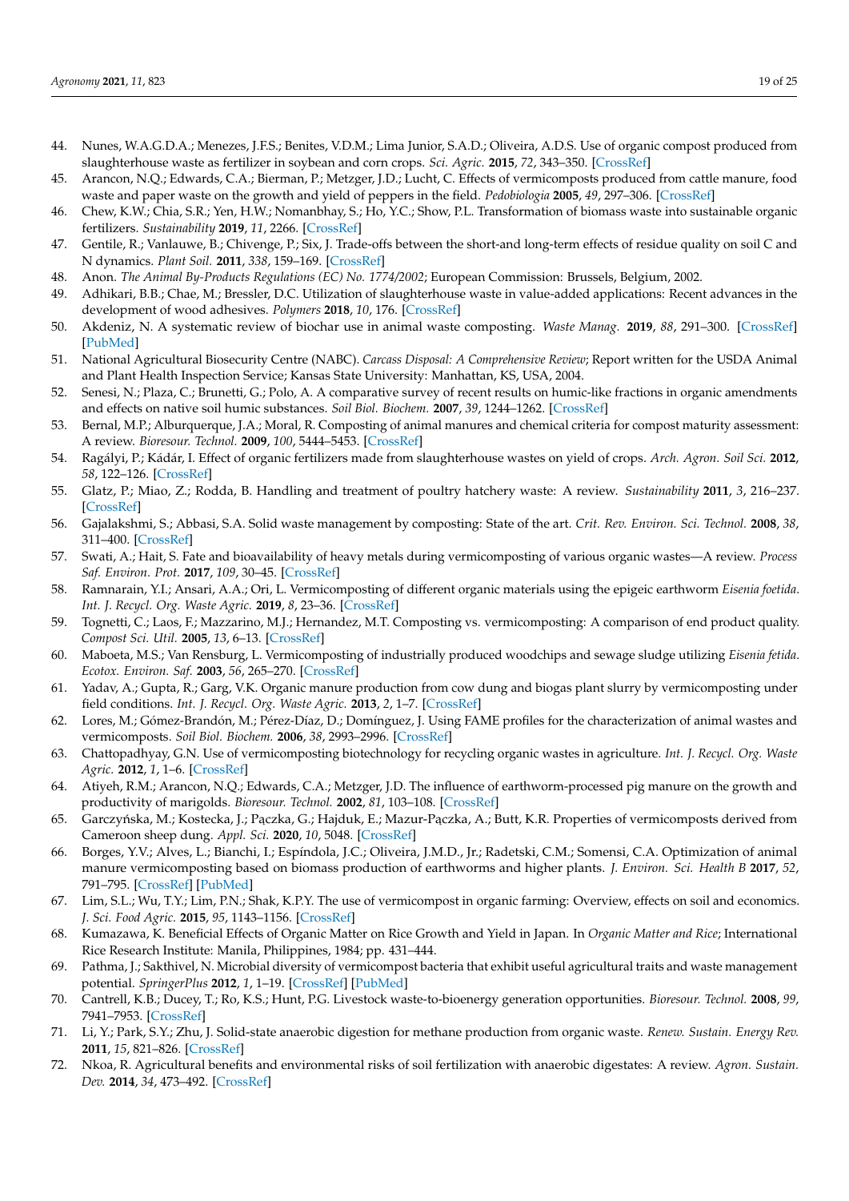44. Nunes, W.A.G.D.A.; Menezes, J.F.S.; Benites, V.D.M.; Lima Junior, S.A.D.; Oliveira, A.D.S. Use of organic compost produced from slaughterhouse waste as fertilizer in soybean and corn crops. *Sci. Agric.* **2015**, *72*, 343–350. [CrossRef]
45. Arancon, N.Q.; Edwards, C.A.; Bierman, P.; Metzger, J.D.; Lucht, C. Effects of vermicomposts produced from cattle manure, food waste and paper waste on the growth and yield of peppers in the field. *Pedobiologia* **2005**, *49*, 297–306. [CrossRef]
46. Chew, K.W.; Chia, S.R.; Yen, H.W.; Nomanbhay, S.; Ho, Y.C.; Show, P.L. Transformation of biomass waste into sustainable organic fertilizers. *Sustainability* **2019**, *11*, 2266. [CrossRef]
47. Gentile, R.; Vanlauwe, B.; Chivenge, P.; Six, J. Trade-offs between the short-and long-term effects of residue quality on soil C and N dynamics. *Plant Soil.* **2011**, *338*, 159–169. [CrossRef]
48. Anon. *The Animal By-Products Regulations (EC) No. 1774/2002*; European Commission: Brussels, Belgium, 2002.
49. Adhikari, B.B.; Chae, M.; Bressler, D.C. Utilization of slaughterhouse waste in value-added applications: Recent advances in the development of wood adhesives. *Polymers* **2018**, *10*, 176. [CrossRef]
50. Akdeniz, N. A systematic review of biochar use in animal waste composting. *Waste Manag.* **2019**, *88*, 291–300. [CrossRef] [PubMed]
51. National Agricultural Biosecurity Centre (NABC). *Carcass Disposal: A Comprehensive Review*; Report written for the USDA Animal and Plant Health Inspection Service; Kansas State University: Manhattan, KS, USA, 2004.
52. Senesi, N.; Plaza, C.; Brunetti, G.; Polo, A. A comparative survey of recent results on humic-like fractions in organic amendments and effects on native soil humic substances. *Soil Biol. Biochem.* **2007**, *39*, 1244–1262. [CrossRef]
53. Bernal, M.P.; Alburquerque, J.A.; Moral, R. Composting of animal manures and chemical criteria for compost maturity assessment: A review. *Bioresour. Technol.* **2009**, *100*, 5444–5453. [CrossRef]
54. Ragályi, P.; Kádár, I. Effect of organic fertilizers made from slaughterhouse wastes on yield of crops. *Arch. Agron. Soil Sci.* **2012**, *58*, 122–126. [CrossRef]
55. Glatz, P.; Miao, Z.; Rodda, B. Handling and treatment of poultry hatchery waste: A review. *Sustainability* **2011**, *3*, 216–237. [CrossRef]
56. Gajalakshmi, S.; Abbasi, S.A. Solid waste management by composting: State of the art. *Crit. Rev. Environ. Sci. Technol.* **2008**, *38*, 311–400. [CrossRef]
57. Swati, A.; Hait, S. Fate and bioavailability of heavy metals during vermicomposting of various organic wastes—A review. *Process Saf. Environ. Prot.* **2017**, *109*, 30–45. [CrossRef]
58. Ramnarain, Y.I.; Ansari, A.A.; Ori, L. Vermicomposting of different organic materials using the epigeic earthworm *Eisenia foetida*. *Int. J. Recycl. Org. Waste Agric.* **2019**, *8*, 23–36. [CrossRef]
59. Tognetti, C.; Laos, F.; Mazzarino, M.J.; Hernandez, M.T. Composting vs. vermicomposting: A comparison of end product quality. *Compost Sci. Util.* **2005**, *13*, 6–13. [CrossRef]
60. Maboeta, M.S.; Van Rensburg, L. Vermicomposting of industrially produced woodchips and sewage sludge utilizing *Eisenia fetida*. *Ecotox. Environ. Saf.* **2003**, *56*, 265–270. [CrossRef]
61. Yadav, A.; Gupta, R.; Garg, V.K. Organic manure production from cow dung and biogas plant slurry by vermicomposting under field conditions. *Int. J. Recycl. Org. Waste Agric.* **2013**, *2*, 1–7. [CrossRef]
62. Lores, M.; Gómez-Brandón, M.; Pérez-Díaz, D.; Domínguez, J. Using FAME profiles for the characterization of animal wastes and vermicomposts. *Soil Biol. Biochem.* **2006**, *38*, 2993–2996. [CrossRef]
63. Chattopadhyay, G.N. Use of vermicomposting biotechnology for recycling organic wastes in agriculture. *Int. J. Recycl. Org. Waste Agric.* **2012**, *1*, 1–6. [CrossRef]
64. Atiyeh, R.M.; Arancon, N.Q.; Edwards, C.A.; Metzger, J.D. The influence of earthworm-processed pig manure on the growth and productivity of marigolds. *Bioresour. Technol.* **2002**, *81*, 103–108. [CrossRef]
65. Garczyńska, M.; Kostecka, J.; Pączka, G.; Hajduk, E.; Mazur-Pączka, A.; Butt, K.R. Properties of vermicomposts derived from Cameroon sheep dung. *Appl. Sci.* **2020**, *10*, 5048. [CrossRef]
66. Borges, Y.V.; Alves, L.; Bianchi, I.; Espíndola, J.C.; Oliveira, J.M.D., Jr.; Radetski, C.M.; Somensi, C.A. Optimization of animal manure vermicomposting based on biomass production of earthworms and higher plants. *J. Environ. Sci. Health B* **2017**, *52*, 791–795. [CrossRef] [PubMed]
67. Lim, S.L.; Wu, T.Y.; Lim, P.N.; Shak, K.P.Y. The use of vermicompost in organic farming: Overview, effects on soil and economics. *J. Sci. Food Agric.* **2015**, *95*, 1143–1156. [CrossRef]
68. Kumazawa, K. Beneficial Effects of Organic Matter on Rice Growth and Yield in Japan. In *Organic Matter and Rice*; International Rice Research Institute: Manila, Philippines, 1984; pp. 431–444.
69. Pathma, J.; Sakthivel, N. Microbial diversity of vermicompost bacteria that exhibit useful agricultural traits and waste management potential. *SpringerPlus* **2012**, *1*, 1–19. [CrossRef] [PubMed]
70. Cantrell, K.B.; Ducey, T.; Ro, K.S.; Hunt, P.G. Livestock waste-to-bioenergy generation opportunities. *Bioresour. Technol.* **2008**, *99*, 7941–7953. [CrossRef]
71. Li, Y.; Park, S.Y.; Zhu, J. Solid-state anaerobic digestion for methane production from organic waste. *Renew. Sustain. Energy Rev.* **2011**, *15*, 821–826. [CrossRef]
72. Nkoa, R. Agricultural benefits and environmental risks of soil fertilization with anaerobic digestates: A review. *Agron. Sustain. Dev.* **2014**, *34*, 473–492. [CrossRef]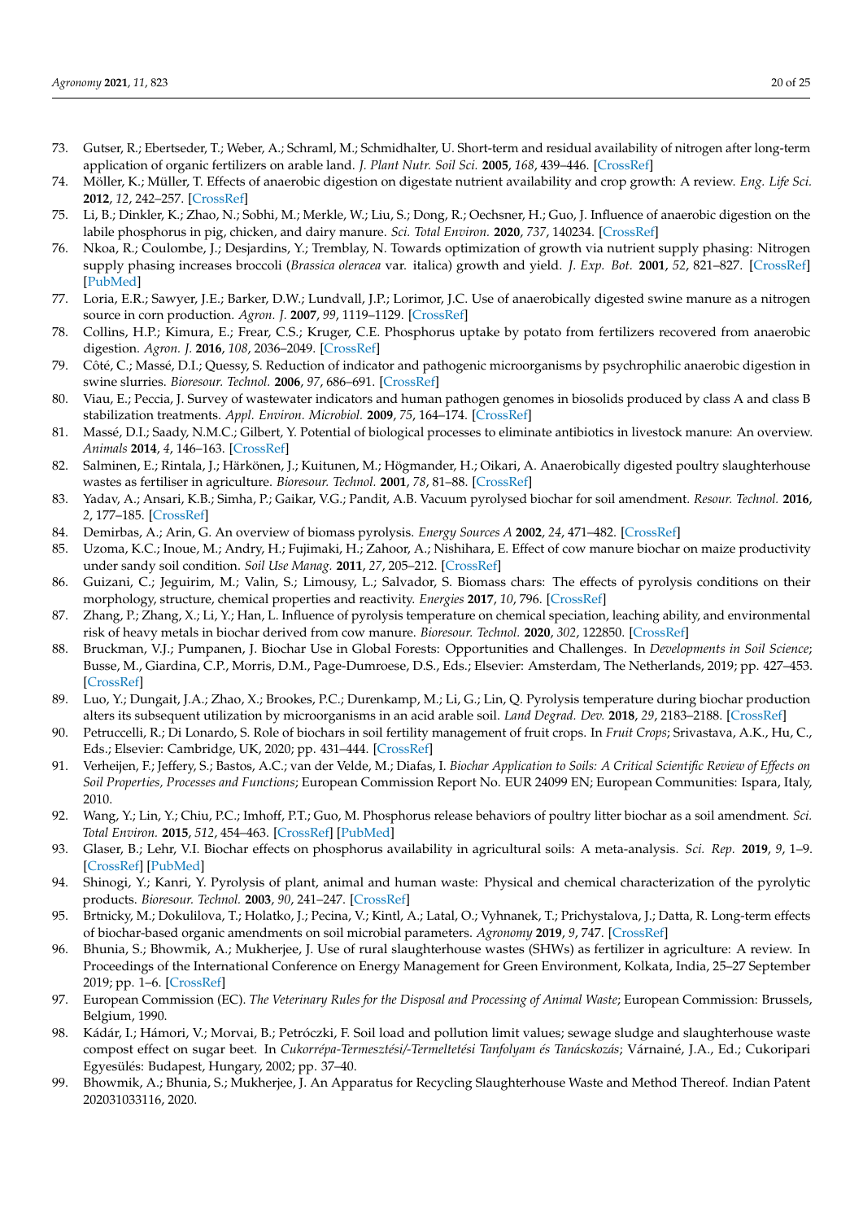73. Gutser, R.; Ebertseder, T.; Weber, A.; Schraml, M.; Schmidhalter, U. Short-term and residual availability of nitrogen after long-term application of organic fertilizers on arable land. *J. Plant Nutr. Soil Sci.* **2005**, *168*, 439–446. [CrossRef]
74. Möller, K.; Müller, T. Effects of anaerobic digestion on digestate nutrient availability and crop growth: A review. *Eng. Life Sci.* **2012**, *12*, 242–257. [CrossRef]
75. Li, B.; Dinkler, K.; Zhao, N.; Sobhi, M.; Merkle, W.; Liu, S.; Dong, R.; Oechsner, H.; Guo, J. Influence of anaerobic digestion on the labile phosphorus in pig, chicken, and dairy manure. *Sci. Total Environ.* **2020**, *737*, 140234. [CrossRef]
76. Nkoa, R.; Coulombe, J.; Desjardins, Y.; Tremblay, N. Towards optimization of growth via nutrient supply phasing: Nitrogen supply phasing increases broccoli (*Brassica oleracea* var. italica) growth and yield. *J. Exp. Bot.* **2001**, *52*, 821–827. [CrossRef] [PubMed]
77. Loria, E.R.; Sawyer, J.E.; Barker, D.W.; Lundvall, J.P.; Lorimor, J.C. Use of anaerobically digested swine manure as a nitrogen source in corn production. *Agron. J.* **2007**, *99*, 1119–1129. [CrossRef]
78. Collins, H.P.; Kimura, E.; Frear, C.S.; Kruger, C.E. Phosphorus uptake by potato from fertilizers recovered from anaerobic digestion. *Agron. J.* **2016**, *108*, 2036–2049. [CrossRef]
79. Côté, C.; Massé, D.I.; Quessy, S. Reduction of indicator and pathogenic microorganisms by psychrophilic anaerobic digestion in swine slurries. *Bioresour. Technol.* **2006**, *97*, 686–691. [CrossRef]
80. Viau, E.; Peccia, J. Survey of wastewater indicators and human pathogen genomes in biosolids produced by class A and class B stabilization treatments. *Appl. Environ. Microbiol.* **2009**, *75*, 164–174. [CrossRef]
81. Massé, D.I.; Saady, N.M.C.; Gilbert, Y. Potential of biological processes to eliminate antibiotics in livestock manure: An overview. *Animals* **2014**, *4*, 146–163. [CrossRef]
82. Salminen, E.; Rintala, J.; Härkönen, J.; Kuitunen, M.; Högmander, H.; Oikari, A. Anaerobically digested poultry slaughterhouse wastes as fertiliser in agriculture. *Bioresour. Technol.* **2001**, *78*, 81–88. [CrossRef]
83. Yadav, A.; Ansari, K.B.; Simha, P.; Gaikar, V.G.; Pandit, A.B. Vacuum pyrolysed biochar for soil amendment. *Resour. Technol.* **2016**, *2*, 177–185. [CrossRef]
84. Demirbas, A.; Arin, G. An overview of biomass pyrolysis. *Energy Sources A* **2002**, *24*, 471–482. [CrossRef]
85. Uzoma, K.C.; Inoue, M.; Andry, H.; Fujimaki, H.; Zahoor, A.; Nishihara, E. Effect of cow manure biochar on maize productivity under sandy soil condition. *Soil Use Manag.* **2011**, *27*, 205–212. [CrossRef]
86. Guizani, C.; Jeguirim, M.; Valin, S.; Limousy, L.; Salvador, S. Biomass chars: The effects of pyrolysis conditions on their morphology, structure, chemical properties and reactivity. *Energies* **2017**, *10*, 796. [CrossRef]
87. Zhang, P.; Zhang, X.; Li, Y.; Han, L. Influence of pyrolysis temperature on chemical speciation, leaching ability, and environmental risk of heavy metals in biochar derived from cow manure. *Bioresour. Technol.* **2020**, *302*, 122850. [CrossRef]
88. Bruckman, V.J.; Pumpanen, J. Biochar Use in Global Forests: Opportunities and Challenges. In *Developments in Soil Science*; Busse, M., Giardina, C.P., Morris, D.M., Page-Dumroese, D.S., Eds.; Elsevier: Amsterdam, The Netherlands, 2019; pp. 427–453. [CrossRef]
89. Luo, Y.; Dungait, J.A.; Zhao, X.; Brookes, P.C.; Durenkamp, M.; Li, G.; Lin, Q. Pyrolysis temperature during biochar production alters its subsequent utilization by microorganisms in an acid arable soil. *Land Degrad. Dev.* **2018**, *29*, 2183–2188. [CrossRef]
90. Petruccelli, R.; Di Lonardo, S. Role of biochars in soil fertility management of fruit crops. In *Fruit Crops*; Srivastava, A.K., Hu, C., Eds.; Elsevier: Cambridge, UK, 2020; pp. 431–444. [CrossRef]
91. Verheijen, F.; Jeffery, S.; Bastos, A.C.; van der Velde, M.; Diafas, I. *Biochar Application to Soils: A Critical Scientific Review of Effects on Soil Properties, Processes and Functions*; European Commission Report No. EUR 24099 EN; European Communities: Ispara, Italy, 2010.
92. Wang, Y.; Lin, Y.; Chiu, P.C.; Imhoff, P.T.; Guo, M. Phosphorus release behaviors of poultry litter biochar as a soil amendment. *Sci. Total Environ.* **2015**, *512*, 454–463. [CrossRef] [PubMed]
93. Glaser, B.; Lehr, V.I. Biochar effects on phosphorus availability in agricultural soils: A meta-analysis. *Sci. Rep.* **2019**, *9*, 1–9. [CrossRef] [PubMed]
94. Shinogi, Y.; Kanri, Y. Pyrolysis of plant, animal and human waste: Physical and chemical characterization of the pyrolytic products. *Bioresour. Technol.* **2003**, *90*, 241–247. [CrossRef]
95. Brtnicky, M.; Dokulilova, T.; Holatko, J.; Pecina, V.; Kintl, A.; Latal, O.; Vyhnanek, T.; Prichystalova, J.; Datta, R. Long-term effects of biochar-based organic amendments on soil microbial parameters. *Agronomy* **2019**, *9*, 747. [CrossRef]
96. Bhunia, S.; Bhowmik, A.; Mukherjee, J. Use of rural slaughterhouse wastes (SHWs) as fertilizer in agriculture: A review. In Proceedings of the International Conference on Energy Management for Green Environment, Kolkata, India, 25–27 September 2019; pp. 1–6. [CrossRef]
97. European Commission (EC). *The Veterinary Rules for the Disposal and Processing of Animal Waste*; European Commission: Brussels, Belgium, 1990.
98. Kádár, I.; Hámori, V.; Morvai, B.; Petróczki, F. Soil load and pollution limit values; sewage sludge and slaughterhouse waste compost effect on sugar beet. In *Cukorrépa-Termesztési/-Termeltetési Tanfolyam és Tanácskozás*; Várnainé, J.A., Ed.; Cukoripari Egyesülés: Budapest, Hungary, 2002; pp. 37–40.
99. Bhowmik, A.; Bhunia, S.; Mukherjee, J. An Apparatus for Recycling Slaughterhouse Waste and Method Thereof. Indian Patent 202031033116, 2020.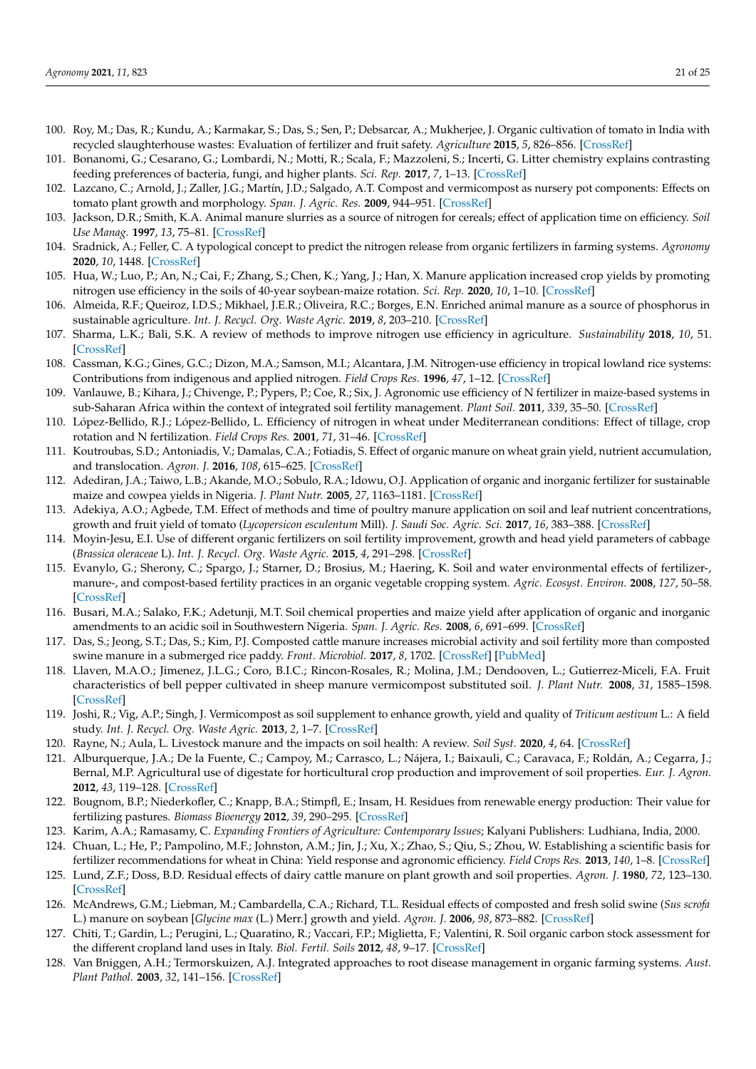100. Roy, M.; Das, R.; Kundu, A.; Karmakar, S.; Das, S.; Sen, P.; Debsarcar, A.; Mukherjee, J. Organic cultivation of tomato in India with recycled slaughterhouse wastes: Evaluation of fertilizer and fruit safety. *Agriculture* **2015**, *5*, 826–856. [CrossRef]
101. Bonanomi, G.; Cesarano, G.; Lombardi, N.; Motti, R.; Scala, F.; Mazzoleni, S.; Incerti, G. Litter chemistry explains contrasting feeding preferences of bacteria, fungi, and higher plants. *Sci. Rep.* **2017**, *7*, 1–13. [CrossRef]
102. Lazcano, C.; Arnold, J.; Zaller, J.G.; Martín, J.D.; Salgado, A.T. Compost and vermicompost as nursery pot components: Effects on tomato plant growth and morphology. *Span. J. Agric. Res.* **2009**, 944–951. [CrossRef]
103. Jackson, D.R.; Smith, K.A. Animal manure slurries as a source of nitrogen for cereals; effect of application time on efficiency. *Soil Use Manag.* **1997**, *13*, 75–81. [CrossRef]
104. Sradnick, A.; Feller, C. A typological concept to predict the nitrogen release from organic fertilizers in farming systems. *Agronomy* **2020**, *10*, 1448. [CrossRef]
105. Hua, W.; Luo, P.; An, N.; Cai, F.; Zhang, S.; Chen, K.; Yang, J.; Han, X. Manure application increased crop yields by promoting nitrogen use efficiency in the soils of 40-year soybean-maize rotation. *Sci. Rep.* **2020**, *10*, 1–10. [CrossRef]
106. Almeida, R.F.; Queiroz, I.D.S.; Mikhael, J.E.R.; Oliveira, R.C.; Borges, E.N. Enriched animal manure as a source of phosphorus in sustainable agriculture. *Int. J. Recycl. Org. Waste Agric.* **2019**, *8*, 203–210. [CrossRef]
107. Sharma, L.K.; Bali, S.K. A review of methods to improve nitrogen use efficiency in agriculture. *Sustainability* **2018**, *10*, 51. [CrossRef]
108. Cassman, K.G.; Gines, G.C.; Dizon, M.A.; Samson, M.I.; Alcantara, J.M. Nitrogen-use efficiency in tropical lowland rice systems: Contributions from indigenous and applied nitrogen. *Field Crops Res.* **1996**, *47*, 1–12. [CrossRef]
109. Vanlauwe, B.; Kihara, J.; Chivenge, P.; Pypers, P.; Coe, R.; Six, J. Agronomic use efficiency of N fertilizer in maize-based systems in sub-Saharan Africa within the context of integrated soil fertility management. *Plant Soil.* **2011**, *339*, 35–50. [CrossRef]
110. López-Bellido, R.J.; López-Bellido, L. Efficiency of nitrogen in wheat under Mediterranean conditions: Effect of tillage, crop rotation and N fertilization. *Field Crops Res.* **2001**, *71*, 31–46. [CrossRef]
111. Koutroubas, S.D.; Antoniadis, V.; Damalas, C.A.; Fotiadis, S. Effect of organic manure on wheat grain yield, nutrient accumulation, and translocation. *Agron. J.* **2016**, *108*, 615–625. [CrossRef]
112. Adediran, J.A.; Taiwo, L.B.; Akande, M.O.; Sobulo, R.A.; Idowu, O.J. Application of organic and inorganic fertilizer for sustainable maize and cowpea yields in Nigeria. *J. Plant Nutr.* **2005**, *27*, 1163–1181. [CrossRef]
113. Adekiya, A.O.; Agbede, T.M. Effect of methods and time of poultry manure application on soil and leaf nutrient concentrations, growth and fruit yield of tomato (*Lycopersicon esculentum* Mill). *J. Saudi Soc. Agric. Sci.* **2017**, *16*, 383–388. [CrossRef]
114. Moyin-Jesu, E.I. Use of different organic fertilizers on soil fertility improvement, growth and head yield parameters of cabbage (*Brassica oleraceae* L). *Int. J. Recycl. Org. Waste Agric.* **2015**, *4*, 291–298. [CrossRef]
115. Evanylo, G.; Sherony, C.; Spargo, J.; Starner, D.; Brosius, M.; Haering, K. Soil and water environmental effects of fertilizer-, manure-, and compost-based fertility practices in an organic vegetable cropping system. *Agric. Ecosyst. Environ.* **2008**, *127*, 50–58. [CrossRef]
116. Busari, M.A.; Salako, F.K.; Adetunji, M.T. Soil chemical properties and maize yield after application of organic and inorganic amendments to an acidic soil in Southwestern Nigeria. *Span. J. Agric. Res.* **2008**, *6*, 691–699. [CrossRef]
117. Das, S.; Jeong, S.T.; Das, S.; Kim, P.J. Composted cattle manure increases microbial activity and soil fertility more than composted swine manure in a submerged rice paddy. *Front. Microbiol.* **2017**, *8*, 1702. [CrossRef] [PubMed]
118. Llaven, M.A.O.; Jimenez, J.L.G.; Coro, B.I.C.; Rincon-Rosales, R.; Molina, J.M.; Dendooven, L.; Gutierrez-Miceli, F.A. Fruit characteristics of bell pepper cultivated in sheep manure vermicompost substituted soil. *J. Plant Nutr.* **2008**, *31*, 1585–1598. [CrossRef]
119. Joshi, R.; Vig, A.P.; Singh, J. Vermicompost as soil supplement to enhance growth, yield and quality of *Triticum aestivum* L.: A field study. *Int. J. Recycl. Org. Waste Agric.* **2013**, *2*, 1–7. [CrossRef]
120. Rayne, N.; Aula, L. Livestock manure and the impacts on soil health: A review. *Soil Syst.* **2020**, *4*, 64. [CrossRef]
121. Alburquerque, J.A.; De la Fuente, C.; Campoy, M.; Carrasco, L.; Nájera, I.; Baixauli, C.; Caravaca, F.; Roldán, A.; Cegarra, J.; Bernal, M.P. Agricultural use of digestate for horticultural crop production and improvement of soil properties. *Eur. J. Agron.* **2012**, *43*, 119–128. [CrossRef]
122. Bougnom, B.P.; Niederkofler, C.; Knapp, B.A.; Stimpfl, E.; Insam, H. Residues from renewable energy production: Their value for fertilizing pastures. *Biomass Bioenergy* **2012**, *39*, 290–295. [CrossRef]
123. Karim, A.A.; Ramasamy, C. *Expanding Frontiers of Agriculture: Contemporary Issues*; Kalyani Publishers: Ludhiana, India, 2000.
124. Chuan, L.; He, P.; Pampolino, M.F.; Johnston, A.M.; Jin, J.; Xu, X.; Zhao, S.; Qiu, S.; Zhou, W. Establishing a scientific basis for fertilizer recommendations for wheat in China: Yield response and agronomic efficiency. *Field Crops Res.* **2013**, *140*, 1–8. [CrossRef]
125. Lund, Z.F.; Doss, B.D. Residual effects of dairy cattle manure on plant growth and soil properties. *Agron. J.* **1980**, *72*, 123–130. [CrossRef]
126. McAndrews, G.M.; Liebman, M.; Cambardella, C.A.; Richard, T.L. Residual effects of composted and fresh solid swine (*Sus scrofa* L.) manure on soybean [*Glycine max* (L.) Merr.] growth and yield. *Agron. J.* **2006**, *98*, 873–882. [CrossRef]
127. Chiti, T.; Gardin, L.; Perugini, L.; Quaratino, R.; Vaccari, F.P.; Miglietta, F.; Valentini, R. Soil organic carbon stock assessment for the different cropland land uses in Italy. *Biol. Fertil. Soils* **2012**, *48*, 9–17. [CrossRef]
128. Van Bniggen, A.H.; Termorskuizen, A.J. Integrated approaches to root disease management in organic farming systems. *Aust. Plant Pathol.* **2003**, *32*, 141–156. [CrossRef]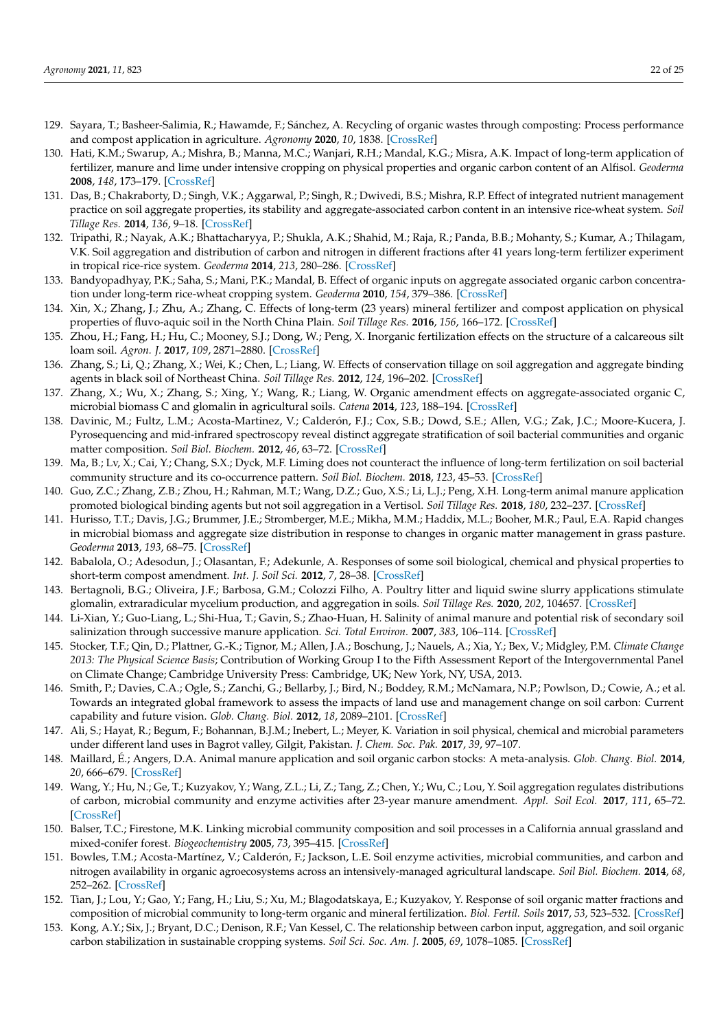129. Sayara, T.; Basheer-Salimia, R.; Hawamde, F.; Sánchez, A. Recycling of organic wastes through composting: Process performance and compost application in agriculture. *Agronomy* **2020**, *10*, 1838. [CrossRef]
130. Hati, K.M.; Swarup, A.; Mishra, B.; Manna, M.C.; Wanjari, R.H.; Mandal, K.G.; Misra, A.K. Impact of long-term application of fertilizer, manure and lime under intensive cropping on physical properties and organic carbon content of an Alfisol. *Geoderma* **2008**, *148*, 173–179. [CrossRef]
131. Das, B.; Chakraborty, D.; Singh, V.K.; Aggarwal, P.; Singh, R.; Dwivedi, B.S.; Mishra, R.P. Effect of integrated nutrient management practice on soil aggregate properties, its stability and aggregate-associated carbon content in an intensive rice-wheat system. *Soil Tillage Res.* **2014**, *136*, 9–18. [CrossRef]
132. Tripathi, R.; Nayak, A.K.; Bhattacharyya, P.; Shukla, A.K.; Shahid, M.; Raja, R.; Panda, B.B.; Mohanty, S.; Kumar, A.; Thilagam, V.K. Soil aggregation and distribution of carbon and nitrogen in different fractions after 41 years long-term fertilizer experiment in tropical rice-rice system. *Geoderma* **2014**, *213*, 280–286. [CrossRef]
133. Bandyopadhyay, P.K.; Saha, S.; Mani, P.K.; Mandal, B. Effect of organic inputs on aggregate associated organic carbon concentration under long-term rice-wheat cropping system. *Geoderma* **2010**, *154*, 379–386. [CrossRef]
134. Xin, X.; Zhang, J.; Zhu, A.; Zhang, C. Effects of long-term (23 years) mineral fertilizer and compost application on physical properties of fluvo-aquic soil in the North China Plain. *Soil Tillage Res.* **2016**, *156*, 166–172. [CrossRef]
135. Zhou, H.; Fang, H.; Hu, C.; Mooney, S.J.; Dong, W.; Peng, X. Inorganic fertilization effects on the structure of a calcareous silt loam soil. *Agron. J.* **2017**, *109*, 2871–2880. [CrossRef]
136. Zhang, S.; Li, Q.; Zhang, X.; Wei, K.; Chen, L.; Liang, W. Effects of conservation tillage on soil aggregation and aggregate binding agents in black soil of Northeast China. *Soil Tillage Res.* **2012**, *124*, 196–202. [CrossRef]
137. Zhang, X.; Wu, X.; Zhang, S.; Xing, Y.; Wang, R.; Liang, W. Organic amendment effects on aggregate-associated organic C, microbial biomass C and glomalin in agricultural soils. *Catena* **2014**, *123*, 188–194. [CrossRef]
138. Davinic, M.; Fultz, L.M.; Acosta-Martinez, V.; Calderón, F.J.; Cox, S.B.; Dowd, S.E.; Allen, V.G.; Zak, J.C.; Moore-Kucera, J. Pyrosequencing and mid-infrared spectroscopy reveal distinct aggregate stratification of soil bacterial communities and organic matter composition. *Soil Biol. Biochem.* **2012**, *46*, 63–72. [CrossRef]
139. Ma, B.; Lv, X.; Cai, Y.; Chang, S.X.; Dyck, M.F. Liming does not counteract the influence of long-term fertilization on soil bacterial community structure and its co-occurrence pattern. *Soil Biol. Biochem.* **2018**, *123*, 45–53. [CrossRef]
140. Guo, Z.C.; Zhang, Z.B.; Zhou, H.; Rahman, M.T.; Wang, D.Z.; Guo, X.S.; Li, L.J.; Peng, X.H. Long-term animal manure application promoted biological binding agents but not soil aggregation in a Vertisol. *Soil Tillage Res.* **2018**, *180*, 232–237. [CrossRef]
141. Hurisso, T.T.; Davis, J.G.; Brummer, J.E.; Stromberger, M.E.; Mikha, M.M.; Haddix, M.L.; Booher, M.R.; Paul, E.A. Rapid changes in microbial biomass and aggregate size distribution in response to changes in organic matter management in grass pasture. *Geoderma* **2013**, *193*, 68–75. [CrossRef]
142. Babalola, O.; Adesodun, J.; Olasantan, F.; Adekunle, A. Responses of some soil biological, chemical and physical properties to short-term compost amendment. *Int. J. Soil Sci.* **2012**, *7*, 28–38. [CrossRef]
143. Bertagnoli, B.G.; Oliveira, J.F.; Barbosa, G.M.; Colozzi Filho, A. Poultry litter and liquid swine slurry applications stimulate glomalin, extraradicular mycelium production, and aggregation in soils. *Soil Tillage Res.* **2020**, *202*, 104657. [CrossRef]
144. Li-Xian, Y.; Guo-Liang, L.; Shi-Hua, T.; Gavin, S.; Zhao-Huan, H. Salinity of animal manure and potential risk of secondary soil salinization through successive manure application. *Sci. Total Environ.* **2007**, *383*, 106–114. [CrossRef]
145. Stocker, T.F.; Qin, D.; Plattner, G.-K.; Tignor, M.; Allen, J.A.; Boschung, J.; Nauels, A.; Xia, Y.; Bex, V.; Midgley, P.M. *Climate Change 2013: The Physical Science Basis*; Contribution of Working Group I to the Fifth Assessment Report of the Intergovernmental Panel on Climate Change; Cambridge University Press: Cambridge, UK; New York, NY, USA, 2013.
146. Smith, P.; Davies, C.A.; Ogle, S.; Zanchi, G.; Bellarby, J.; Bird, N.; Boddey, R.M.; McNamara, N.P.; Powlson, D.; Cowie, A.; et al. Towards an integrated global framework to assess the impacts of land use and management change on soil carbon: Current capability and future vision. *Glob. Chang. Biol.* **2012**, *18*, 2089–2101. [CrossRef]
147. Ali, S.; Hayat, R.; Begum, F.; Bohannan, B.J.M.; Inebert, L.; Meyer, K. Variation in soil physical, chemical and microbial parameters under different land uses in Bagrot valley, Gilgit, Pakistan. *J. Chem. Soc. Pak.* **2017**, *39*, 97–107.
148. Maillard, É.; Angers, D.A. Animal manure application and soil organic carbon stocks: A meta-analysis. *Glob. Chang. Biol.* **2014**, *20*, 666–679. [CrossRef]
149. Wang, Y.; Hu, N.; Ge, T.; Kuzyakov, Y.; Wang, Z.L.; Li, Z.; Tang, Z.; Chen, Y.; Wu, C.; Lou, Y. Soil aggregation regulates distributions of carbon, microbial community and enzyme activities after 23-year manure amendment. *Appl. Soil Ecol.* **2017**, *111*, 65–72. [CrossRef]
150. Balser, T.C.; Firestone, M.K. Linking microbial community composition and soil processes in a California annual grassland and mixed-conifer forest. *Biogeochemistry* **2005**, *73*, 395–415. [CrossRef]
151. Bowles, T.M.; Acosta-Martínez, V.; Calderón, F.; Jackson, L.E. Soil enzyme activities, microbial communities, and carbon and nitrogen availability in organic agroecosystems across an intensively-managed agricultural landscape. *Soil Biol. Biochem.* **2014**, *68*, 252–262. [CrossRef]
152. Tian, J.; Lou, Y.; Gao, Y.; Fang, H.; Liu, S.; Xu, M.; Blagodatskaya, E.; Kuzyakov, Y. Response of soil organic matter fractions and composition of microbial community to long-term organic and mineral fertilization. *Biol. Fertil. Soils* **2017**, *53*, 523–532. [CrossRef]
153. Kong, A.Y.; Six, J.; Bryant, D.C.; Denison, R.F.; Van Kessel, C. The relationship between carbon input, aggregation, and soil organic carbon stabilization in sustainable cropping systems. *Soil Sci. Soc. Am. J.* **2005**, *69*, 1078–1085. [CrossRef]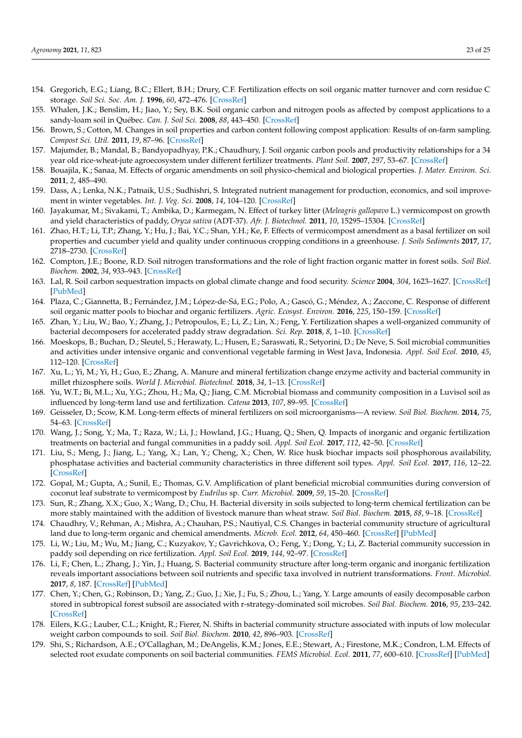154. Gregorich, E.G.; Liang, B.C.; Ellert, B.H.; Drury, C.F. Fertilization effects on soil organic matter turnover and corn residue C storage. *Soil Sci. Soc. Am. J.* **1996**, *60*, 472–476. [CrossRef]
155. Whalen, J.K.; Benslim, H.; Jiao, Y.; Sey, B.K. Soil organic carbon and nitrogen pools as affected by compost applications to a sandy-loam soil in Québec. *Can. J. Soil Sci.* **2008**, *88*, 443–450. [CrossRef]
156. Brown, S.; Cotton, M. Changes in soil properties and carbon content following compost application: Results of on-farm sampling. *Compost Sci. Util.* **2011**, *19*, 87–96. [CrossRef]
157. Majumder, B.; Mandal, B.; Bandyopadhyay, P.K.; Chaudhury, J. Soil organic carbon pools and productivity relationships for a 34 year old rice-wheat-jute agroecosystem under different fertilizer treatments. *Plant Soil.* **2007**, *297*, 53–67. [CrossRef]
158. Bouajila, K.; Sanaa, M. Effects of organic amendments on soil physico-chemical and biological properties. *J. Mater. Environ. Sci.* **2011**, *2*, 485–490.
159. Dass, A.; Lenka, N.K.; Patnaik, U.S.; Sudhishri, S. Integrated nutrient management for production, economics, and soil improvement in winter vegetables. *Int. J. Veg. Sci.* **2008**, *14*, 104–120. [CrossRef]
160. Jayakumar, M.; Sivakami, T.; Ambika, D.; Karmegam, N. Effect of turkey litter (*Meleagris gallopavo* L.) vermicompost on growth and yield characteristics of paddy, *Oryza sativa* (ADT-37). *Afr. J. Biotechnol.* **2011**, *10*, 15295–15304. [CrossRef]
161. Zhao, H.T.; Li, T.P.; Zhang, Y.; Hu, J.; Bai, Y.C.; Shan, Y.H.; Ke, F. Effects of vermicompost amendment as a basal fertilizer on soil properties and cucumber yield and quality under continuous cropping conditions in a greenhouse. *J. Soils Sediments* **2017**, *17*, 2718–2730. [CrossRef]
162. Compton, J.E.; Boone, R.D. Soil nitrogen transformations and the role of light fraction organic matter in forest soils. *Soil Biol. Biochem.* **2002**, *34*, 933–943. [CrossRef]
163. Lal, R. Soil carbon sequestration impacts on global climate change and food security. *Science* **2004**, *304*, 1623–1627. [CrossRef] [PubMed]
164. Plaza, C.; Giannetta, B.; Fernández, J.M.; López-de-Sá, E.G.; Polo, A.; Gascó, G.; Méndez, A.; Zaccone, C. Response of different soil organic matter pools to biochar and organic fertilizers. *Agric. Ecosyst. Environ.* **2016**, *225*, 150–159. [CrossRef]
165. Zhan, Y.; Liu, W.; Bao, Y.; Zhang, J.; Petropoulos, E.; Li, Z.; Lin, X.; Feng, Y. Fertilization shapes a well-organized community of bacterial decomposers for accelerated paddy straw degradation. *Sci. Rep.* **2018**, *8*, 1–10. [CrossRef]
166. Moeskops, B.; Buchan, D.; Sleutel, S.; Herawaty, L.; Husen, E.; Saraswati, R.; Setyorini, D.; De Neve, S. Soil microbial communities and activities under intensive organic and conventional vegetable farming in West Java, Indonesia. *Appl. Soil Ecol.* **2010**, *45*, 112–120. [CrossRef]
167. Xu, L.; Yi, M.; Yi, H.; Guo, E.; Zhang, A. Manure and mineral fertilization change enzyme activity and bacterial community in millet rhizosphere soils. *World J. Microbiol. Biotechnol.* **2018**, *34*, 1–13. [CrossRef]
168. Yu, W.T.; Bi, M.L.; Xu, Y.G.; Zhou, H.; Ma, Q.; Jiang, C.M. Microbial biomass and community composition in a Luvisol soil as influenced by long-term land use and fertilization. *Catena* **2013**, *107*, 89–95. [CrossRef]
169. Geisseler, D.; Scow, K.M. Long-term effects of mineral fertilizers on soil microorganisms—A review. *Soil Biol. Biochem.* **2014**, *75*, 54–63. [CrossRef]
170. Wang, J.; Song, Y.; Ma, T.; Raza, W.; Li, J.; Howland, J.G.; Huang, Q.; Shen, Q. Impacts of inorganic and organic fertilization treatments on bacterial and fungal communities in a paddy soil. *Appl. Soil Ecol.* **2017**, *112*, 42–50. [CrossRef]
171. Liu, S.; Meng, J.; Jiang, L.; Yang, X.; Lan, Y.; Cheng, X.; Chen, W. Rice husk biochar impacts soil phosphorous availability, phosphatase activities and bacterial community characteristics in three different soil types. *Appl. Soil Ecol.* **2017**, *116*, 12–22. [CrossRef]
172. Gopal, M.; Gupta, A.; Sunil, E.; Thomas, G.V. Amplification of plant beneficial microbial communities during conversion of coconut leaf substrate to vermicompost by *Eudrilus* sp. *Curr. Microbiol.* **2009**, *59*, 15–20. [CrossRef]
173. Sun, R.; Zhang, X.X.; Guo, X.; Wang, D.; Chu, H. Bacterial diversity in soils subjected to long-term chemical fertilization can be more stably maintained with the addition of livestock manure than wheat straw. *Soil Biol. Biochem.* **2015**, *88*, 9–18. [CrossRef]
174. Chaudhry, V.; Rehman, A.; Mishra, A.; Chauhan, P.S.; Nautiyal, C.S. Changes in bacterial community structure of agricultural land due to long-term organic and chemical amendments. *Microb. Ecol.* **2012**, *64*, 450–460. [CrossRef] [PubMed]
175. Li, W.; Liu, M.; Wu, M.; Jiang, C.; Kuzyakov, Y.; Gavrichkova, O.; Feng, Y.; Dong, Y.; Li, Z. Bacterial community succession in paddy soil depending on rice fertilization. *Appl. Soil Ecol.* **2019**, *144*, 92–97. [CrossRef]
176. Li, F.; Chen, L.; Zhang, J.; Yin, J.; Huang, S. Bacterial community structure after long-term organic and inorganic fertilization reveals important associations between soil nutrients and specific taxa involved in nutrient transformations. *Front. Microbiol.* **2017**, *8*, 187. [CrossRef] [PubMed]
177. Chen, Y.; Chen, G.; Robinson, D.; Yang, Z.; Guo, J.; Xie, J.; Fu, S.; Zhou, L.; Yang, Y. Large amounts of easily decomposable carbon stored in subtropical forest subsoil are associated with r-strategy-dominated soil microbes. *Soil Biol. Biochem.* **2016**, *95*, 233–242. [CrossRef]
178. Eilers, K.G.; Lauber, C.L.; Knight, R.; Fierer, N. Shifts in bacterial community structure associated with inputs of low molecular weight carbon compounds to soil. *Soil Biol. Biochem.* **2010**, *42*, 896–903. [CrossRef]
179. Shi, S.; Richardson, A.E.; O'Callaghan, M.; DeAngelis, K.M.; Jones, E.E.; Stewart, A.; Firestone, M.K.; Condron, L.M. Effects of selected root exudate components on soil bacterial communities. *FEMS Microbiol. Ecol.* **2011**, *77*, 600–610. [CrossRef] [PubMed]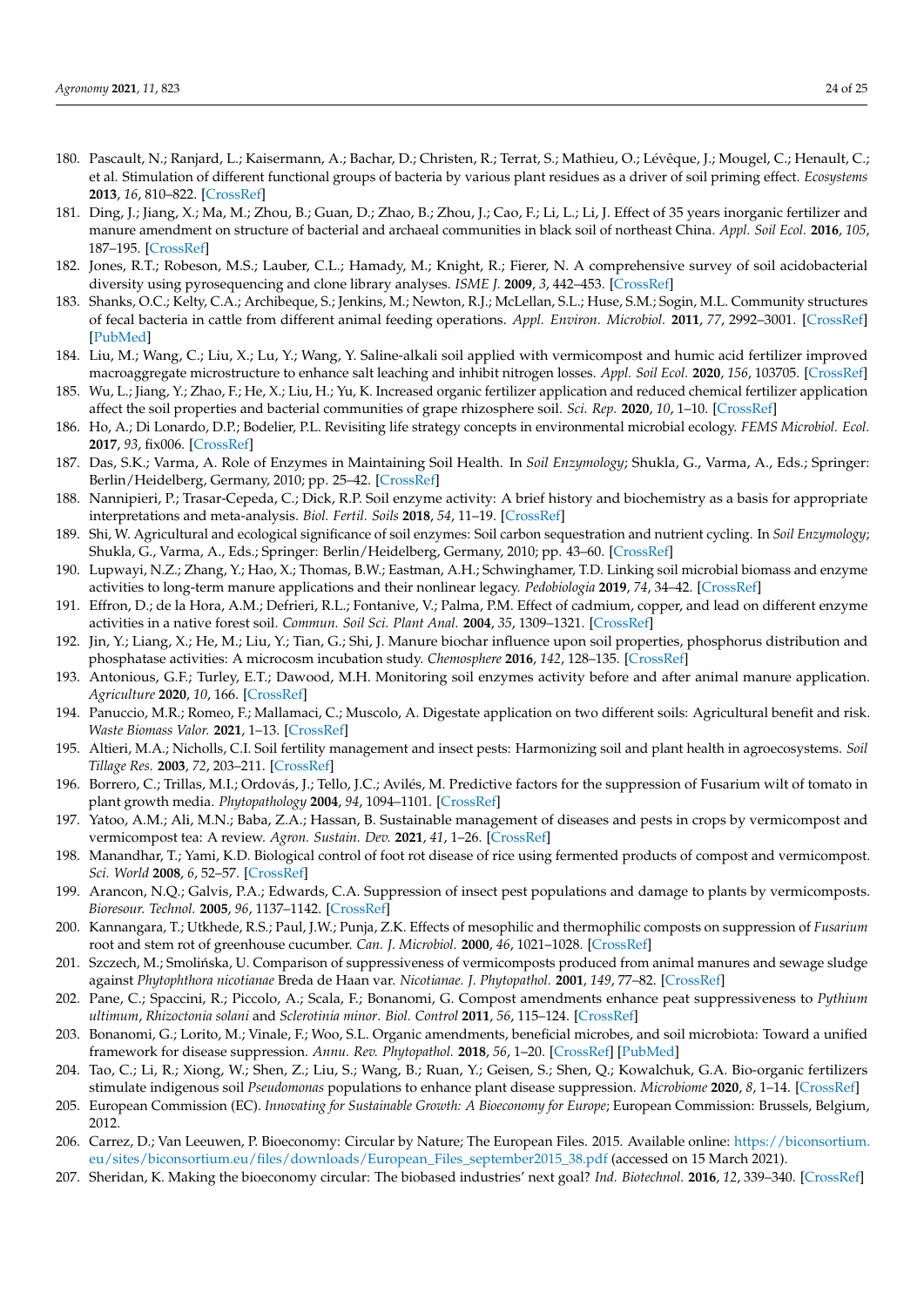180. Pascault, N.; Ranjard, L.; Kaisermann, A.; Bachar, D.; Christen, R.; Terrat, S.; Mathieu, O.; Lévêque, J.; Mougel, C.; Henault, C.; et al. Stimulation of different functional groups of bacteria by various plant residues as a driver of soil priming effect. *Ecosystems* **2013**, *16*, 810–822. [CrossRef]
181. Ding, J.; Jiang, X.; Ma, M.; Zhou, B.; Guan, D.; Zhao, B.; Zhou, J.; Cao, F.; Li, L.; Li, J. Effect of 35 years inorganic fertilizer and manure amendment on structure of bacterial and archaeal communities in black soil of northeast China. *Appl. Soil Ecol.* **2016**, *105*, 187–195. [CrossRef]
182. Jones, R.T.; Robeson, M.S.; Lauber, C.L.; Hamady, M.; Knight, R.; Fierer, N. A comprehensive survey of soil acidobacterial diversity using pyrosequencing and clone library analyses. *ISME J.* **2009**, *3*, 442–453. [CrossRef]
183. Shanks, O.C.; Kelty, C.A.; Archibeque, S.; Jenkins, M.; Newton, R.J.; McLellan, S.L.; Huse, S.M.; Sogin, M.L. Community structures of fecal bacteria in cattle from different animal feeding operations. *Appl. Environ. Microbiol.* **2011**, *77*, 2992–3001. [CrossRef] [PubMed]
184. Liu, M.; Wang, C.; Liu, X.; Lu, Y.; Wang, Y. Saline-alkali soil applied with vermicompost and humic acid fertilizer improved macroaggregate microstructure to enhance salt leaching and inhibit nitrogen losses. *Appl. Soil Ecol.* **2020**, *156*, 103705. [CrossRef]
185. Wu, L.; Jiang, Y.; Zhao, F.; He, X.; Liu, H.; Yu, K. Increased organic fertilizer application and reduced chemical fertilizer application affect the soil properties and bacterial communities of grape rhizosphere soil. *Sci. Rep.* **2020**, *10*, 1–10. [CrossRef]
186. Ho, A.; Di Lonardo, D.P.; Bodelier, P.L. Revisiting life strategy concepts in environmental microbial ecology. *FEMS Microbiol. Ecol.* **2017**, *93*, fix006. [CrossRef]
187. Das, S.K.; Varma, A. Role of Enzymes in Maintaining Soil Health. In *Soil Enzymology*; Shukla, G., Varma, A., Eds.; Springer: Berlin/Heidelberg, Germany, 2010; pp. 25–42. [CrossRef]
188. Nannipieri, P.; Trasar-Cepeda, C.; Dick, R.P. Soil enzyme activity: A brief history and biochemistry as a basis for appropriate interpretations and meta-analysis. *Biol. Fertil. Soils* **2018**, *54*, 11–19. [CrossRef]
189. Shi, W. Agricultural and ecological significance of soil enzymes: Soil carbon sequestration and nutrient cycling. In *Soil Enzymology*; Shukla, G., Varma, A., Eds.; Springer: Berlin/Heidelberg, Germany, 2010; pp. 43–60. [CrossRef]
190. Lupwayi, N.Z.; Zhang, Y.; Hao, X.; Thomas, B.W.; Eastman, A.H.; Schwinghamer, T.D. Linking soil microbial biomass and enzyme activities to long-term manure applications and their nonlinear legacy. *Pedobiologia* **2019**, *74*, 34–42. [CrossRef]
191. Effron, D.; de la Hora, A.M.; Defrieri, R.L.; Fontanive, V.; Palma, P.M. Effect of cadmium, copper, and lead on different enzyme activities in a native forest soil. *Commun. Soil Sci. Plant Anal.* **2004**, *35*, 1309–1321. [CrossRef]
192. Jin, Y.; Liang, X.; He, M.; Liu, Y.; Tian, G.; Shi, J. Manure biochar influence upon soil properties, phosphorus distribution and phosphatase activities: A microcosm incubation study. *Chemosphere* **2016**, *142*, 128–135. [CrossRef]
193. Antonious, G.F.; Turley, E.T.; Dawood, M.H. Monitoring soil enzymes activity before and after animal manure application. *Agriculture* **2020**, *10*, 166. [CrossRef]
194. Panuccio, M.R.; Romeo, F.; Mallamaci, C.; Muscolo, A. Digestate application on two different soils: Agricultural benefit and risk. *Waste Biomass Valor.* **2021**, 1–13. [CrossRef]
195. Altieri, M.A.; Nicholls, C.I. Soil fertility management and insect pests: Harmonizing soil and plant health in agroecosystems. *Soil Tillage Res.* **2003**, *72*, 203–211. [CrossRef]
196. Borrero, C.; Trillas, M.I.; Ordovás, J.; Tello, J.C.; Avilés, M. Predictive factors for the suppression of Fusarium wilt of tomato in plant growth media. *Phytopathology* **2004**, *94*, 1094–1101. [CrossRef]
197. Yatoo, A.M.; Ali, M.N.; Baba, Z.A.; Hassan, B. Sustainable management of diseases and pests in crops by vermicompost and vermicompost tea: A review. *Agron. Sustain. Dev.* **2021**, *41*, 1–26. [CrossRef]
198. Manandhar, T.; Yami, K.D. Biological control of foot rot disease of rice using fermented products of compost and vermicompost. *Sci. World* **2008**, *6*, 52–57. [CrossRef]
199. Arancon, N.Q.; Galvis, P.A.; Edwards, C.A. Suppression of insect pest populations and damage to plants by vermicomposts. *Bioresour. Technol.* **2005**, *96*, 1137–1142. [CrossRef]
200. Kannangara, T.; Utkhede, R.S.; Paul, J.W.; Punja, Z.K. Effects of mesophilic and thermophilic composts on suppression of *Fusarium* root and stem rot of greenhouse cucumber. *Can. J. Microbiol.* **2000**, *46*, 1021–1028. [CrossRef]
201. Szczech, M.; Smolińska, U. Comparison of suppressiveness of vermicomposts produced from animal manures and sewage sludge against *Phytophthora nicotianae* Breda de Haan var. *Nicotianae. J. Phytopathol.* **2001**, *149*, 77–82. [CrossRef]
202. Pane, C.; Spaccini, R.; Piccolo, A.; Scala, F.; Bonanomi, G. Compost amendments enhance peat suppressiveness to *Pythium ultimum*, *Rhizoctonia solani* and *Sclerotinia minor*. *Biol. Control* **2011**, *56*, 115–124. [CrossRef]
203. Bonanomi, G.; Lorito, M.; Vinale, F.; Woo, S.L. Organic amendments, beneficial microbes, and soil microbiota: Toward a unified framework for disease suppression. *Annu. Rev. Phytopathol.* **2018**, *56*, 1–20. [CrossRef] [PubMed]
204. Tao, C.; Li, R.; Xiong, W.; Shen, Z.; Liu, S.; Wang, B.; Ruan, Y.; Geisen, S.; Shen, Q.; Kowalchuk, G.A. Bio-organic fertilizers stimulate indigenous soil *Pseudomonas* populations to enhance plant disease suppression. *Microbiome* **2020**, *8*, 1–14. [CrossRef]
205. European Commission (EC). *Innovating for Sustainable Growth: A Bioeconomy for Europe*; European Commission: Brussels, Belgium, 2012.
206. Carrez, D.; Van Leeuwen, P. Bioeconomy: Circular by Nature; The European Files. 2015. Available online: https://biconsortium.eu/sites/biconsortium.eu/files/downloads/European_Files_september2015_38.pdf (accessed on 15 March 2021).
207. Sheridan, K. Making the bioeconomy circular: The biobased industries' next goal? *Ind. Biotechnol.* **2016**, *12*, 339–340. [CrossRef]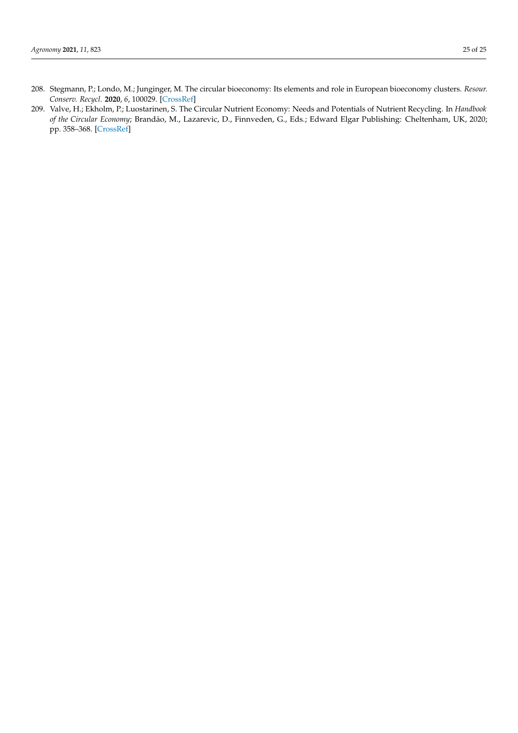208. Stegmann, P.; Londo, M.; Junginger, M. The circular bioeconomy: Its elements and role in European bioeconomy clusters. *Resour. Conserv. Recycl.* **2020**, *6*, 100029. [CrossRef]
209. Valve, H.; Ekholm, P.; Luostarinen, S. The Circular Nutrient Economy: Needs and Potentials of Nutrient Recycling. In *Handbook of the Circular Economy*; Brandão, M., Lazarevic, D., Finnveden, G., Eds.; Edward Elgar Publishing: Cheltenham, UK, 2020; pp. 358–368. [CrossRef]